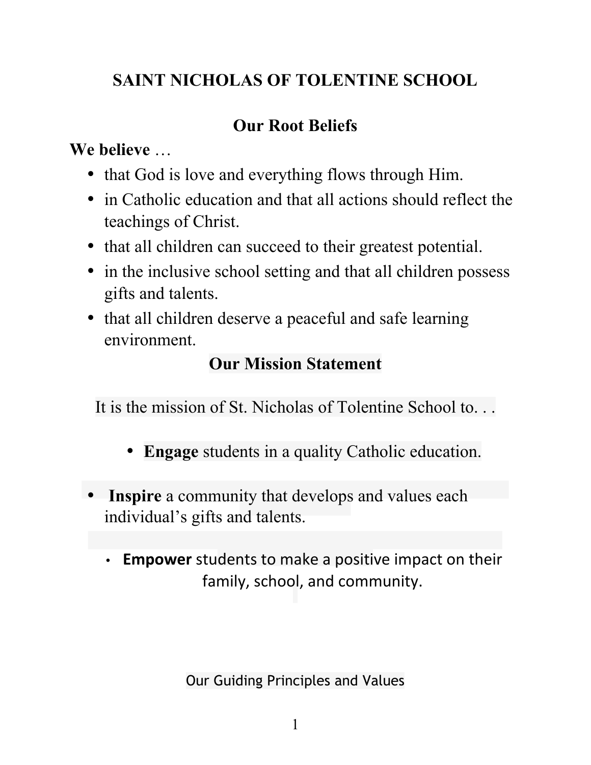# SAINT NICHOLAS OF TOLENTINE SCHOOL

## Our Root Beliefs

**We believe** …

- that God is love and everything flows through Him.
- in Catholic education and that all actions should reflect the teachings of Christ.
- that all children can succeed to their greatest potential.
- in the inclusive school setting and that all children possess gifts and talents.
- that all children deserve a peaceful and safe learning environment.

## Our Mission Statement

It is the mission of St. Nicholas of Tolentine School to. . .

- **Engage** students in a quality Catholic education.
- **Inspire** a community that develops and values each individual's gifts and talents.
- **Empower** students to make a positive impact on their family, school, and community.

## Our Guiding Principles and Values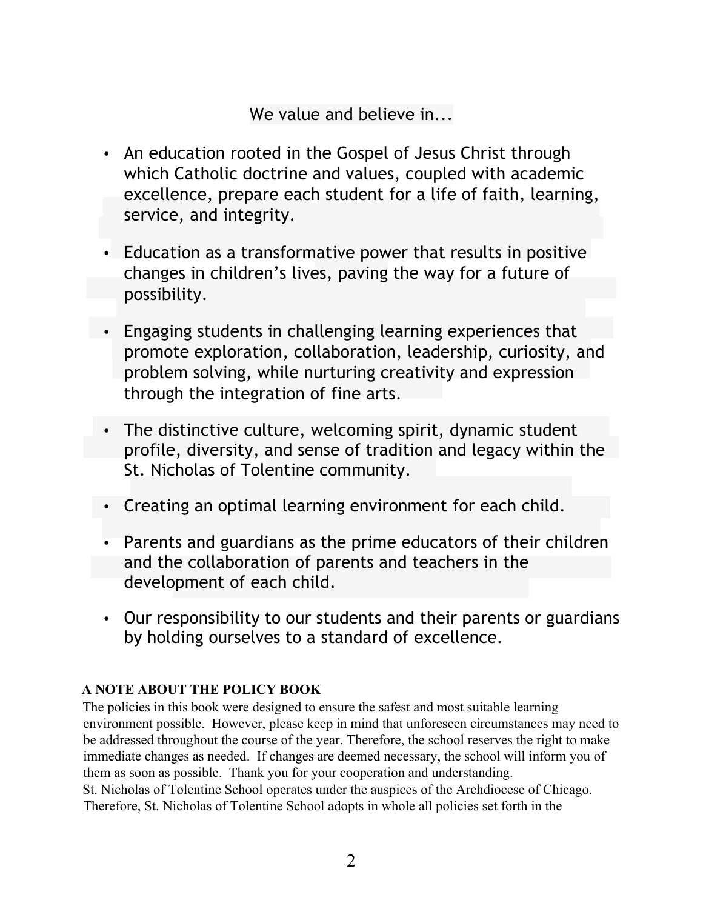We value and believe in...

- An education rooted in the Gospel of Jesus Christ through which Catholic doctrine and values, coupled with academic excellence, prepare each student for a life of faith, learning, service, and integrity.
- Education as a transformative power that results in positive changes in children's lives, paving the way for a future of possibility.
- Engaging students in challenging learning experiences that promote exploration, collaboration, leadership, curiosity, and problem solving, while nurturing creativity and expression through the integration of fine arts.
- The distinctive culture, welcoming spirit, dynamic student profile, diversity, and sense of tradition and legacy within the St. Nicholas of Tolentine community.
- Creating an optimal learning environment for each child.
- Parents and guardians as the prime educators of their children and the collaboration of parents and teachers in the development of each child.
- Our responsibility to our students and their parents or guardians by holding ourselves to a standard of excellence.

**A NOTE ABOUT THE POLICY BOOK**

The policies in this book were designed to ensure the safest and most suitable learning environment possible. However, please keep in mind that unforeseen circumstances may need to be addressed throughout the course of the year. Therefore, the school reserves the right to make immediate changes as needed. If changes are deemed necessary, the school will inform you of them as soon as possible. Thank you for your cooperation and understanding.

St. Nicholas of Tolentine School operates under the auspices of the Archdiocese of Chicago. Therefore, St. Nicholas of Tolentine School adopts in whole all policies set forth in the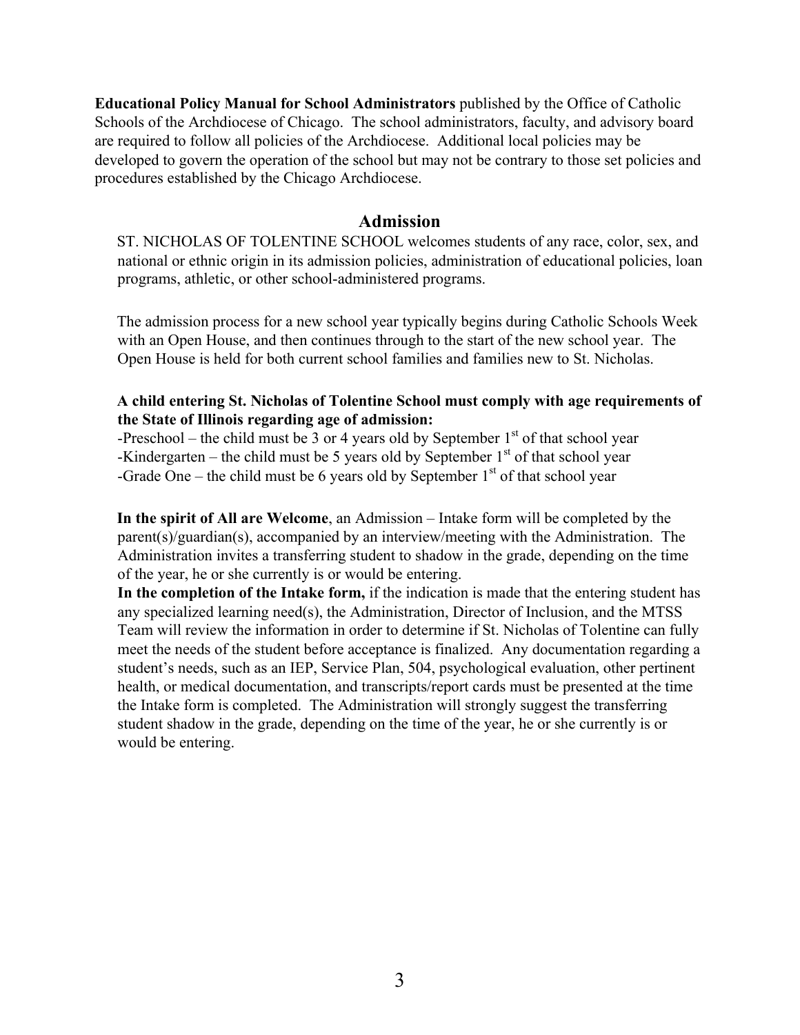**Educational Policy Manual for School Administrators** published by the Office of Catholic Schools of the Archdiocese of Chicago. The school administrators, faculty, and advisory board are required to follow all policies of the Archdiocese. Additional local policies may be developed to govern the operation of the school but may not be contrary to those set policies and procedures established by the Chicago Archdiocese.

## Admission

ST. NICHOLAS OF TOLENTINE SCHOOL welcomes students of any race, color, sex, and national or ethnic origin in its admission policies, administration of educational policies, loan programs, athletic, or other school-administered programs.

The admission process for a new school year typically begins during Catholic Schools Week with an Open House, and then continues through to the start of the new school year. The Open House is held for both current school families and families new to St. Nicholas.

**A child entering St. Nicholas of Tolentine School must comply with age requirements of the State of Illinois regarding age of admission:**

-Preschool – the child must be 3 or 4 years old by September 1st of that school year
-Kindergarten – the child must be 5 years old by September 1st of that school year
-Grade One – the child must be 6 years old by September 1st of that school year

**In the spirit of All are Welcome**, an Admission – Intake form will be completed by the parent(s)/guardian(s), accompanied by an interview/meeting with the Administration. The Administration invites a transferring student to shadow in the grade, depending on the time of the year, he or she currently is or would be entering.

**In the completion of the Intake form,** if the indication is made that the entering student has any specialized learning need(s), the Administration, Director of Inclusion, and the MTSS Team will review the information in order to determine if St. Nicholas of Tolentine can fully meet the needs of the student before acceptance is finalized. Any documentation regarding a student's needs, such as an IEP, Service Plan, 504, psychological evaluation, other pertinent health, or medical documentation, and transcripts/report cards must be presented at the time the Intake form is completed. The Administration will strongly suggest the transferring student shadow in the grade, depending on the time of the year, he or she currently is or would be entering.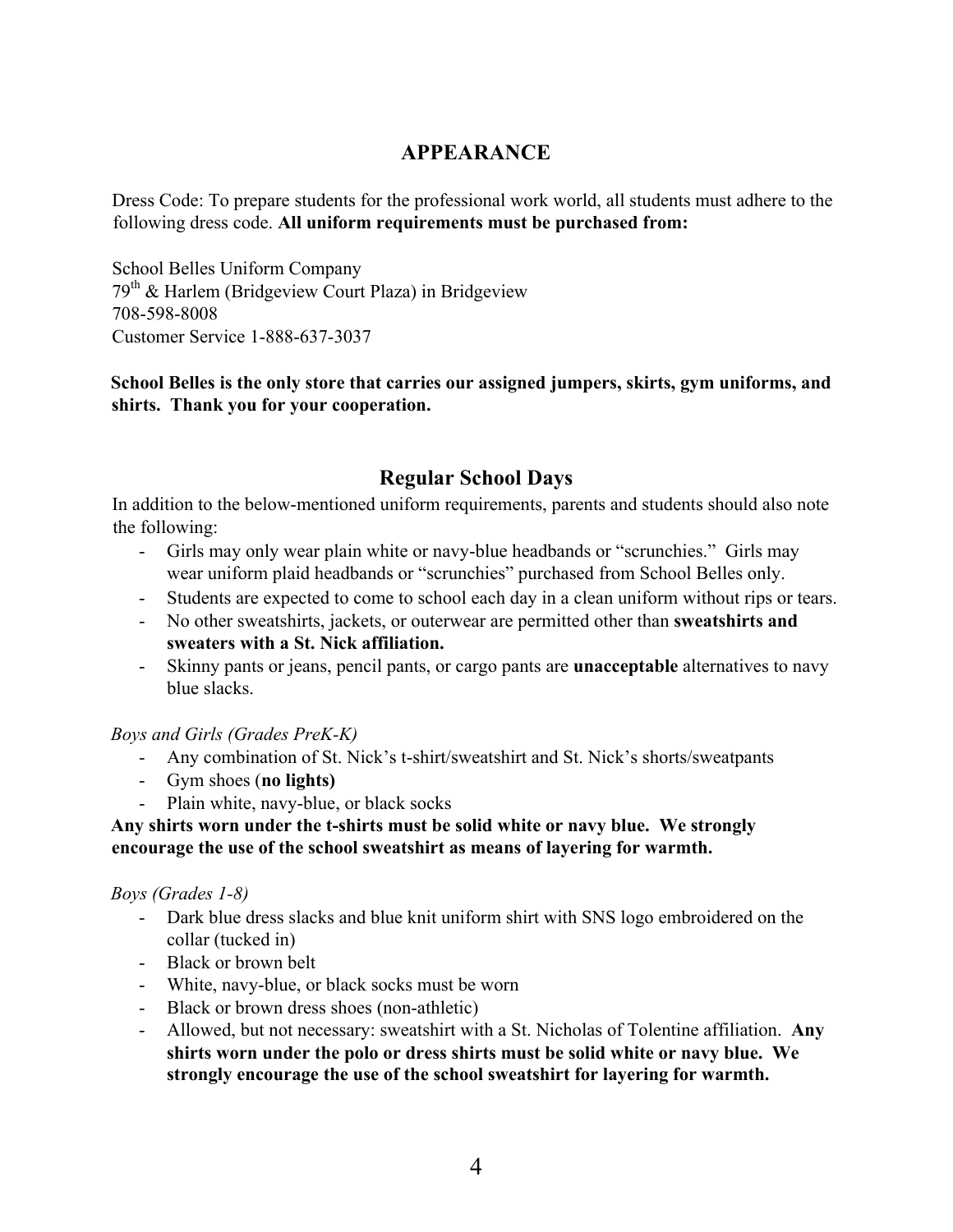# APPEARANCE

Dress Code: To prepare students for the professional work world, all students must adhere to the following dress code. **All uniform requirements must be purchased from:**

School Belles Uniform Company
79th & Harlem (Bridgeview Court Plaza) in Bridgeview
708-598-8008
Customer Service 1-888-637-3037

**School Belles is the only store that carries our assigned jumpers, skirts, gym uniforms, and shirts. Thank you for your cooperation.**

## Regular School Days

In addition to the below-mentioned uniform requirements, parents and students should also note the following:

- Girls may only wear plain white or navy-blue headbands or "scrunchies." Girls may wear uniform plaid headbands or "scrunchies" purchased from School Belles only.
- Students are expected to come to school each day in a clean uniform without rips or tears.
- No other sweatshirts, jackets, or outerwear are permitted other than **sweatshirts and sweaters with a St. Nick affiliation.**
- Skinny pants or jeans, pencil pants, or cargo pants are **unacceptable** alternatives to navy blue slacks.

*Boys and Girls (Grades PreK-K)*

- Any combination of St. Nick's t-shirt/sweatshirt and St. Nick's shorts/sweatpants
- Gym shoes (**no lights)**
- Plain white, navy-blue, or black socks

**Any shirts worn under the t-shirts must be solid white or navy blue. We strongly encourage the use of the school sweatshirt as means of layering for warmth.**

*Boys (Grades 1-8)*

- Dark blue dress slacks and blue knit uniform shirt with SNS logo embroidered on the collar (tucked in)
- Black or brown belt
- White, navy-blue, or black socks must be worn
- Black or brown dress shoes (non-athletic)
- Allowed, but not necessary: sweatshirt with a St. Nicholas of Tolentine affiliation. **Any shirts worn under the polo or dress shirts must be solid white or navy blue. We strongly encourage the use of the school sweatshirt for layering for warmth.**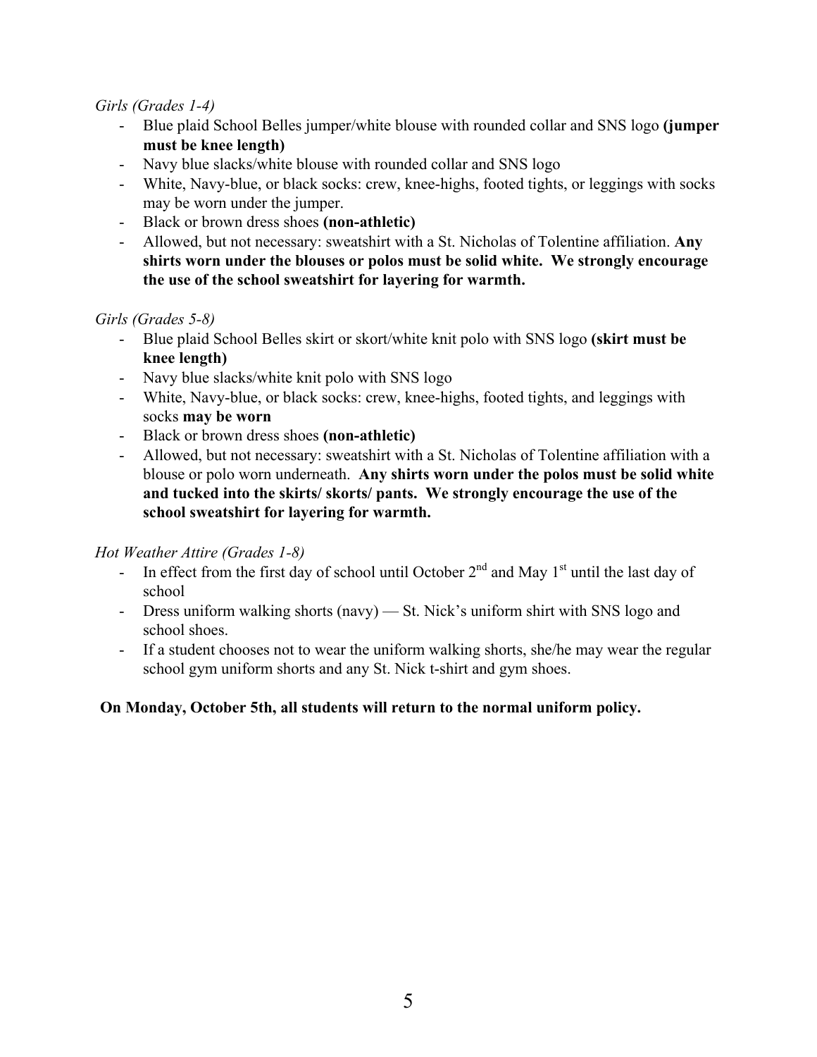*Girls (Grades 1-4)*

- Blue plaid School Belles jumper/white blouse with rounded collar and SNS logo **(jumper must be knee length)**
- Navy blue slacks/white blouse with rounded collar and SNS logo
- White, Navy-blue, or black socks: crew, knee-highs, footed tights, or leggings with socks may be worn under the jumper.
- Black or brown dress shoes **(non-athletic)**
- Allowed, but not necessary: sweatshirt with a St. Nicholas of Tolentine affiliation. **Any shirts worn under the blouses or polos must be solid white. We strongly encourage the use of the school sweatshirt for layering for warmth.**

*Girls (Grades 5-8)*

- Blue plaid School Belles skirt or skort/white knit polo with SNS logo **(skirt must be knee length)**
- Navy blue slacks/white knit polo with SNS logo
- White, Navy-blue, or black socks: crew, knee-highs, footed tights, and leggings with socks **may be worn**
- Black or brown dress shoes **(non-athletic)**
- Allowed, but not necessary: sweatshirt with a St. Nicholas of Tolentine affiliation with a blouse or polo worn underneath. **Any shirts worn under the polos must be solid white and tucked into the skirts/ skorts/ pants. We strongly encourage the use of the school sweatshirt for layering for warmth.**

*Hot Weather Attire (Grades 1-8)*

- In effect from the first day of school until October 2nd and May 1st until the last day of school
- Dress uniform walking shorts (navy) — St. Nick's uniform shirt with SNS logo and school shoes.
- If a student chooses not to wear the uniform walking shorts, she/he may wear the regular school gym uniform shorts and any St. Nick t-shirt and gym shoes.

**On Monday, October 5th, all students will return to the normal uniform policy.**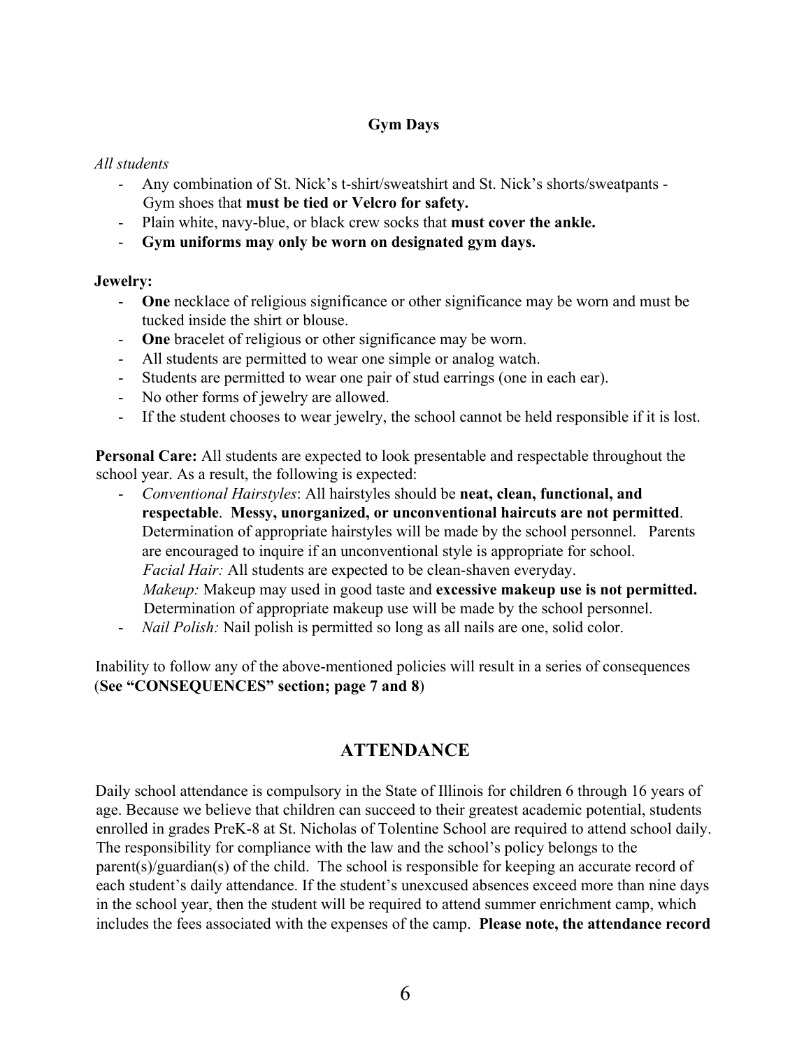**Gym Days**

*All students*

- Any combination of St. Nick's t-shirt/sweatshirt and St. Nick's shorts/sweatpants - Gym shoes that **must be tied or Velcro for safety.**
- Plain white, navy-blue, or black crew socks that **must cover the ankle.**
- **Gym uniforms may only be worn on designated gym days.**

**Jewelry:**

- **One** necklace of religious significance or other significance may be worn and must be tucked inside the shirt or blouse.
- **One** bracelet of religious or other significance may be worn.
- All students are permitted to wear one simple or analog watch.
- Students are permitted to wear one pair of stud earrings (one in each ear).
- No other forms of jewelry are allowed.
- If the student chooses to wear jewelry, the school cannot be held responsible if it is lost.

**Personal Care:** All students are expected to look presentable and respectable throughout the school year. As a result, the following is expected:

- *Conventional Hairstyles*: All hairstyles should be **neat, clean, functional, and respectable**. **Messy, unorganized, or unconventional haircuts are not permitted**. Determination of appropriate hairstyles will be made by the school personnel. Parents are encouraged to inquire if an unconventional style is appropriate for school.
  *Facial Hair:* All students are expected to be clean-shaven everyday.
  *Makeup:* Makeup may used in good taste and **excessive makeup use is not permitted.** Determination of appropriate makeup use will be made by the school personnel.
- *Nail Polish:* Nail polish is permitted so long as all nails are one, solid color.

Inability to follow any of the above-mentioned policies will result in a series of consequences (**See "CONSEQUENCES" section; page 7 and 8**)

## ATTENDANCE

Daily school attendance is compulsory in the State of Illinois for children 6 through 16 years of age. Because we believe that children can succeed to their greatest academic potential, students enrolled in grades PreK-8 at St. Nicholas of Tolentine School are required to attend school daily. The responsibility for compliance with the law and the school's policy belongs to the parent(s)/guardian(s) of the child. The school is responsible for keeping an accurate record of each student's daily attendance. If the student's unexcused absences exceed more than nine days in the school year, then the student will be required to attend summer enrichment camp, which includes the fees associated with the expenses of the camp. **Please note, the attendance record**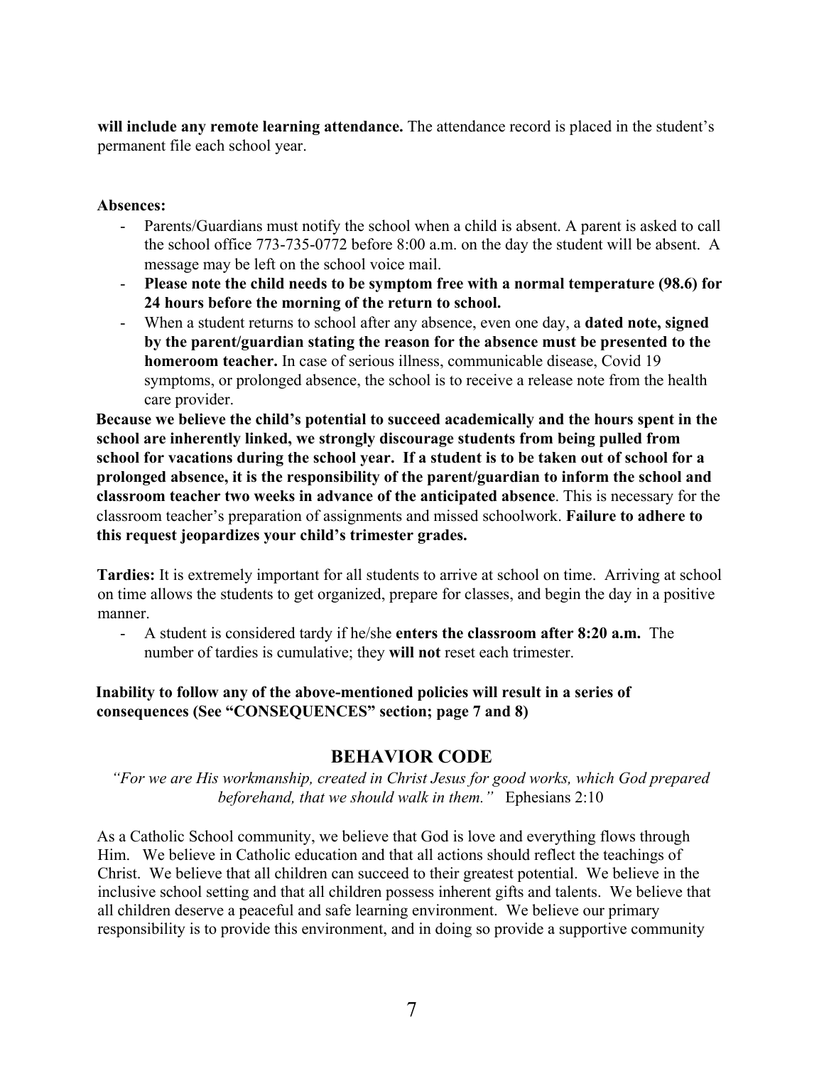**will include any remote learning attendance.** The attendance record is placed in the student's permanent file each school year.

**Absences:**

- Parents/Guardians must notify the school when a child is absent. A parent is asked to call the school office 773-735-0772 before 8:00 a.m. on the day the student will be absent. A message may be left on the school voice mail.
- **Please note the child needs to be symptom free with a normal temperature (98.6) for 24 hours before the morning of the return to school.**
- When a student returns to school after any absence, even one day, a **dated note, signed by the parent/guardian stating the reason for the absence must be presented to the homeroom teacher.** In case of serious illness, communicable disease, Covid 19 symptoms, or prolonged absence, the school is to receive a release note from the health care provider.

**Because we believe the child's potential to succeed academically and the hours spent in the school are inherently linked, we strongly discourage students from being pulled from school for vacations during the school year. If a student is to be taken out of school for a prolonged absence, it is the responsibility of the parent/guardian to inform the school and classroom teacher two weeks in advance of the anticipated absence**. This is necessary for the classroom teacher's preparation of assignments and missed schoolwork. **Failure to adhere to this request jeopardizes your child's trimester grades.**

**Tardies:** It is extremely important for all students to arrive at school on time. Arriving at school on time allows the students to get organized, prepare for classes, and begin the day in a positive manner.

- A student is considered tardy if he/she **enters the classroom after 8:20 a.m.** The number of tardies is cumulative; they **will not** reset each trimester.

**Inability to follow any of the above-mentioned policies will result in a series of consequences (See "CONSEQUENCES" section; page 7 and 8)**

## BEHAVIOR CODE

*"For we are His workmanship, created in Christ Jesus for good works, which God prepared beforehand, that we should walk in them."* Ephesians 2:10

As a Catholic School community, we believe that God is love and everything flows through Him. We believe in Catholic education and that all actions should reflect the teachings of Christ. We believe that all children can succeed to their greatest potential. We believe in the inclusive school setting and that all children possess inherent gifts and talents. We believe that all children deserve a peaceful and safe learning environment. We believe our primary responsibility is to provide this environment, and in doing so provide a supportive community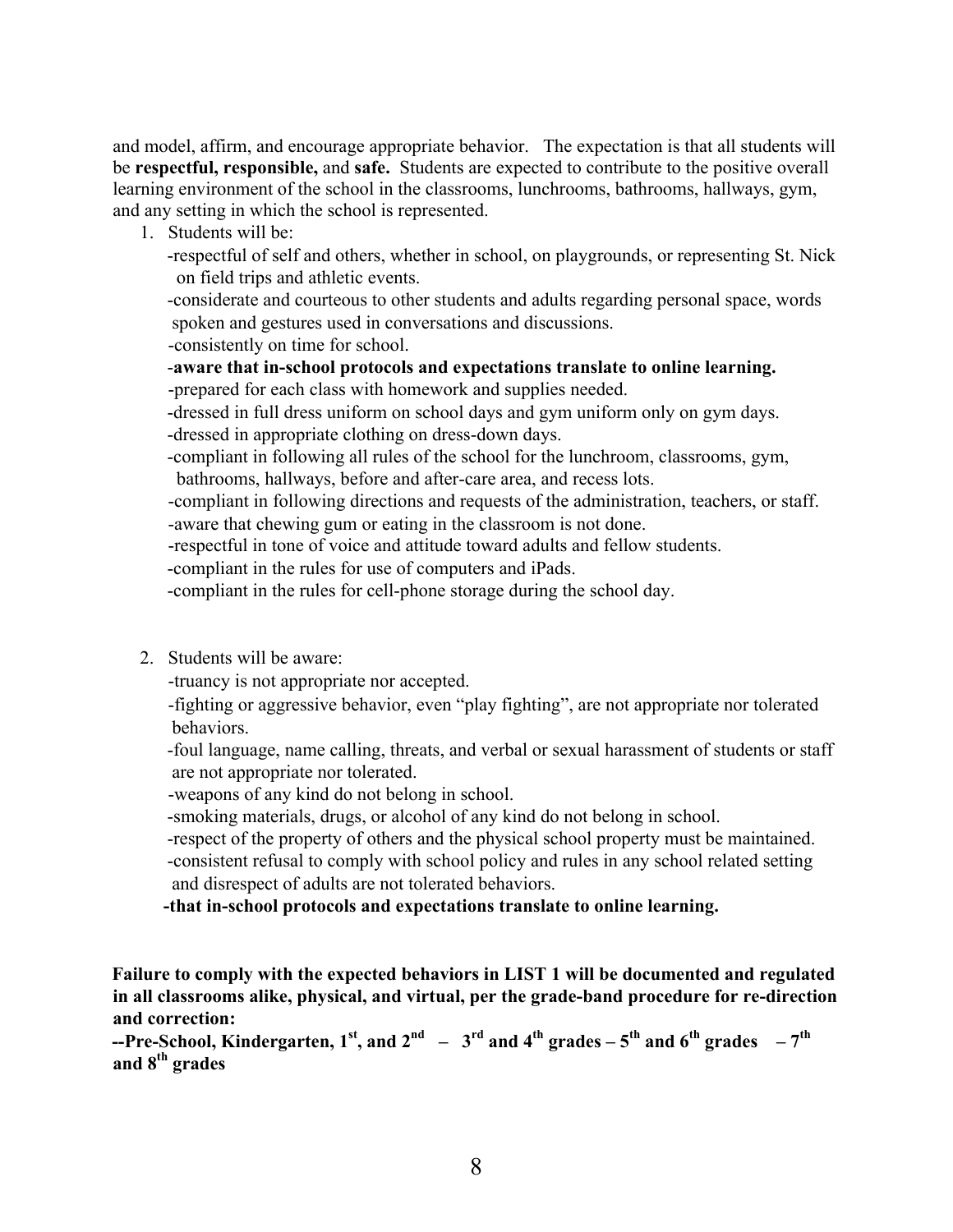and model, affirm, and encourage appropriate behavior. The expectation is that all students will be **respectful, responsible,** and **safe.** Students are expected to contribute to the positive overall learning environment of the school in the classrooms, lunchrooms, bathrooms, hallways, gym, and any setting in which the school is represented.

1. Students will be:
   - -respectful of self and others, whether in school, on playgrounds, or representing St. Nick on field trips and athletic events.
   - -considerate and courteous to other students and adults regarding personal space, words spoken and gestures used in conversations and discussions.
   - -consistently on time for school.
   - -**aware that in-school protocols and expectations translate to online learning.**
   - -prepared for each class with homework and supplies needed.
   - -dressed in full dress uniform on school days and gym uniform only on gym days.
   - -dressed in appropriate clothing on dress-down days.
   - -compliant in following all rules of the school for the lunchroom, classrooms, gym, bathrooms, hallways, before and after-care area, and recess lots.
   - -compliant in following directions and requests of the administration, teachers, or staff.
   - -aware that chewing gum or eating in the classroom is not done.
   - -respectful in tone of voice and attitude toward adults and fellow students.
   - -compliant in the rules for use of computers and iPads.
   - -compliant in the rules for cell-phone storage during the school day.

2. Students will be aware:
   - -truancy is not appropriate nor accepted.
   - -fighting or aggressive behavior, even "play fighting", are not appropriate nor tolerated behaviors.
   - -foul language, name calling, threats, and verbal or sexual harassment of students or staff are not appropriate nor tolerated.
   - -weapons of any kind do not belong in school.
   - -smoking materials, drugs, or alcohol of any kind do not belong in school.
   - -respect of the property of others and the physical school property must be maintained.
   - -consistent refusal to comply with school policy and rules in any school related setting and disrespect of adults are not tolerated behaviors.
   - **-that in-school protocols and expectations translate to online learning.**

**Failure to comply with the expected behaviors in LIST 1 will be documented and regulated in all classrooms alike, physical, and virtual, per the grade-band procedure for re-direction and correction:**
**--Pre-School, Kindergarten, 1st, and 2nd – 3rd and 4th grades – 5th and 6th grades – 7th and 8th grades**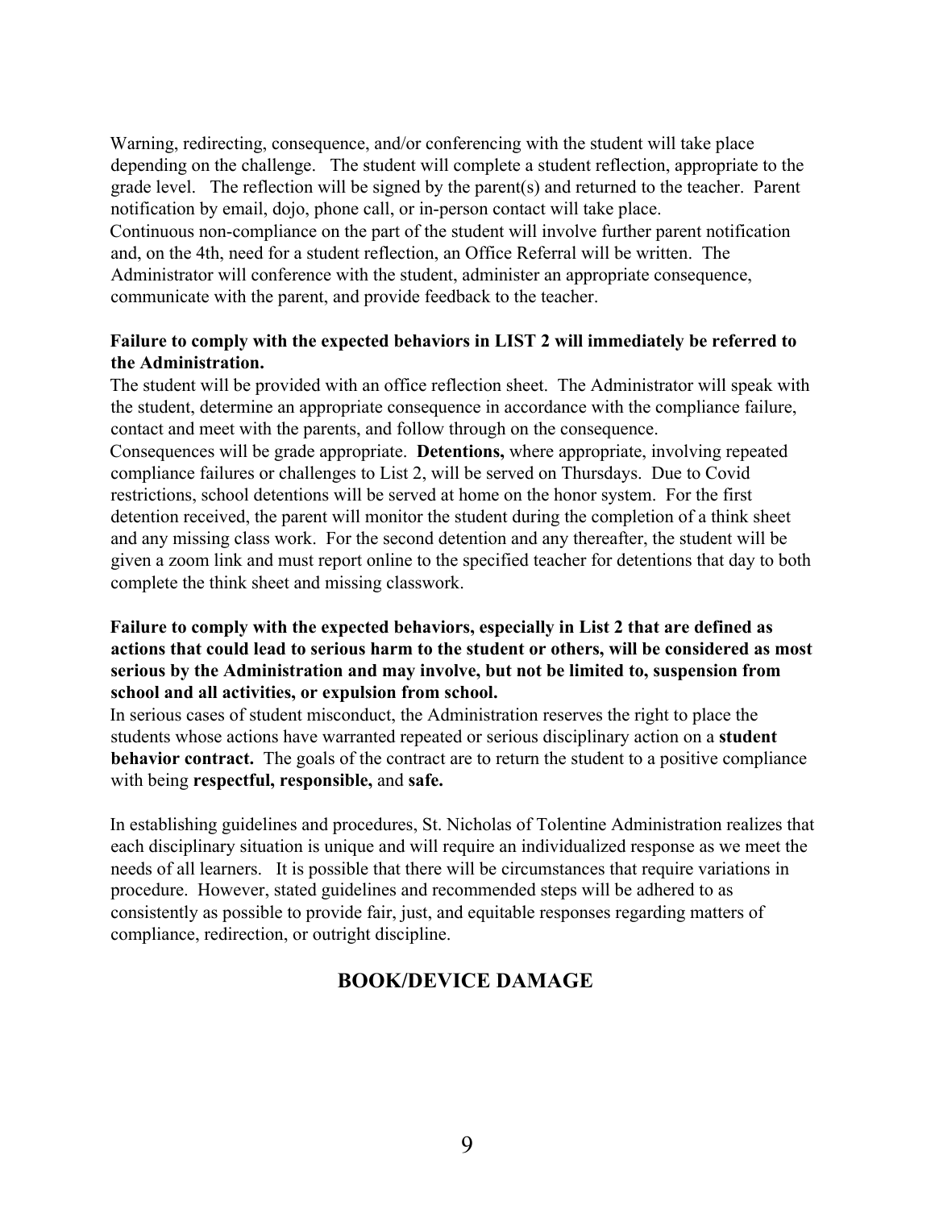Warning, redirecting, consequence, and/or conferencing with the student will take place depending on the challenge. The student will complete a student reflection, appropriate to the grade level. The reflection will be signed by the parent(s) and returned to the teacher. Parent notification by email, dojo, phone call, or in-person contact will take place.

Continuous non-compliance on the part of the student will involve further parent notification and, on the 4th, need for a student reflection, an Office Referral will be written. The Administrator will conference with the student, administer an appropriate consequence, communicate with the parent, and provide feedback to the teacher.

**Failure to comply with the expected behaviors in LIST 2 will immediately be referred to the Administration.**

The student will be provided with an office reflection sheet. The Administrator will speak with the student, determine an appropriate consequence in accordance with the compliance failure, contact and meet with the parents, and follow through on the consequence.

Consequences will be grade appropriate. **Detentions,** where appropriate, involving repeated compliance failures or challenges to List 2, will be served on Thursdays. Due to Covid restrictions, school detentions will be served at home on the honor system. For the first detention received, the parent will monitor the student during the completion of a think sheet and any missing class work. For the second detention and any thereafter, the student will be given a zoom link and must report online to the specified teacher for detentions that day to both complete the think sheet and missing classwork.

**Failure to comply with the expected behaviors, especially in List 2 that are defined as actions that could lead to serious harm to the student or others, will be considered as most serious by the Administration and may involve, but not be limited to, suspension from school and all activities, or expulsion from school.**

In serious cases of student misconduct, the Administration reserves the right to place the students whose actions have warranted repeated or serious disciplinary action on a **student behavior contract.** The goals of the contract are to return the student to a positive compliance with being **respectful, responsible,** and **safe.**

In establishing guidelines and procedures, St. Nicholas of Tolentine Administration realizes that each disciplinary situation is unique and will require an individualized response as we meet the needs of all learners. It is possible that there will be circumstances that require variations in procedure. However, stated guidelines and recommended steps will be adhered to as consistently as possible to provide fair, just, and equitable responses regarding matters of compliance, redirection, or outright discipline.

## BOOK/DEVICE DAMAGE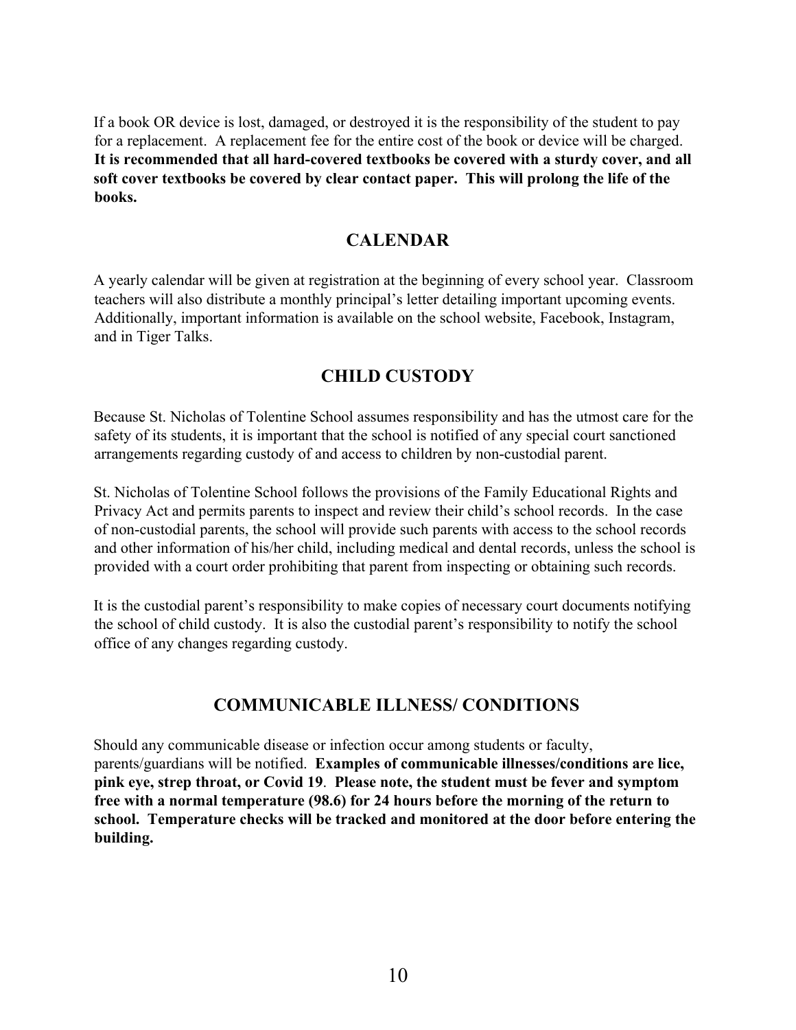If a book OR device is lost, damaged, or destroyed it is the responsibility of the student to pay for a replacement. A replacement fee for the entire cost of the book or device will be charged. **It is recommended that all hard-covered textbooks be covered with a sturdy cover, and all soft cover textbooks be covered by clear contact paper. This will prolong the life of the books.**

## CALENDAR

A yearly calendar will be given at registration at the beginning of every school year. Classroom teachers will also distribute a monthly principal's letter detailing important upcoming events. Additionally, important information is available on the school website, Facebook, Instagram, and in Tiger Talks.

## CHILD CUSTODY

Because St. Nicholas of Tolentine School assumes responsibility and has the utmost care for the safety of its students, it is important that the school is notified of any special court sanctioned arrangements regarding custody of and access to children by non-custodial parent.

St. Nicholas of Tolentine School follows the provisions of the Family Educational Rights and Privacy Act and permits parents to inspect and review their child's school records. In the case of non-custodial parents, the school will provide such parents with access to the school records and other information of his/her child, including medical and dental records, unless the school is provided with a court order prohibiting that parent from inspecting or obtaining such records.

It is the custodial parent's responsibility to make copies of necessary court documents notifying the school of child custody. It is also the custodial parent's responsibility to notify the school office of any changes regarding custody.

## COMMUNICABLE ILLNESS/ CONDITIONS

Should any communicable disease or infection occur among students or faculty, parents/guardians will be notified. **Examples of communicable illnesses/conditions are lice, pink eye, strep throat, or Covid 19**. **Please note, the student must be fever and symptom free with a normal temperature (98.6) for 24 hours before the morning of the return to school. Temperature checks will be tracked and monitored at the door before entering the building.**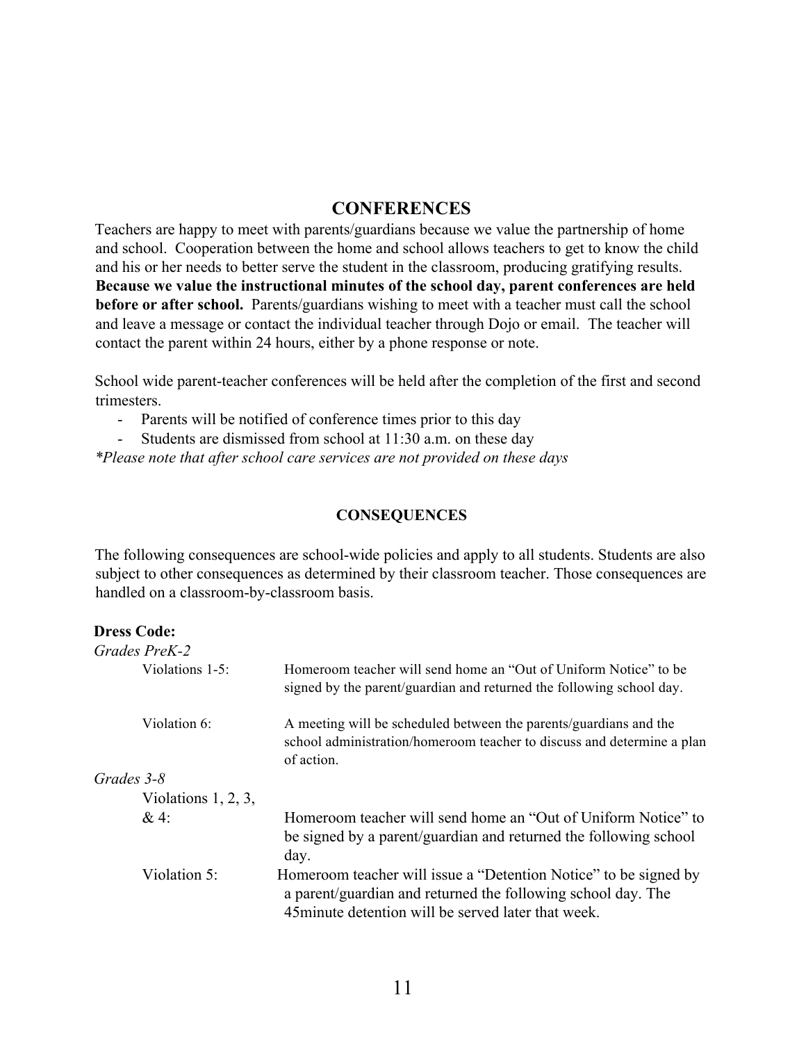## CONFERENCES

Teachers are happy to meet with parents/guardians because we value the partnership of home and school. Cooperation between the home and school allows teachers to get to know the child and his or her needs to better serve the student in the classroom, producing gratifying results. **Because we value the instructional minutes of the school day, parent conferences are held before or after school.** Parents/guardians wishing to meet with a teacher must call the school and leave a message or contact the individual teacher through Dojo or email. The teacher will contact the parent within 24 hours, either by a phone response or note.

School wide parent-teacher conferences will be held after the completion of the first and second trimesters.

- Parents will be notified of conference times prior to this day
- Students are dismissed from school at 11:30 a.m. on these day

*\*Please note that after school care services are not provided on these days*

### CONSEQUENCES

The following consequences are school-wide policies and apply to all students. Students are also subject to other consequences as determined by their classroom teacher. Those consequences are handled on a classroom-by-classroom basis.

**Dress Code:**

*Grades PreK-2*

Violations 1-5: Homeroom teacher will send home an “Out of Uniform Notice” to be signed by the parent/guardian and returned the following school day.

Violation 6: A meeting will be scheduled between the parents/guardians and the school administration/homeroom teacher to discuss and determine a plan of action.

*Grades 3-8*

Violations 1, 2, 3, & 4: Homeroom teacher will send home an “Out of Uniform Notice” to be signed by a parent/guardian and returned the following school day.

Violation 5: Homeroom teacher will issue a “Detention Notice” to be signed by a parent/guardian and returned the following school day. The 45minute detention will be served later that week.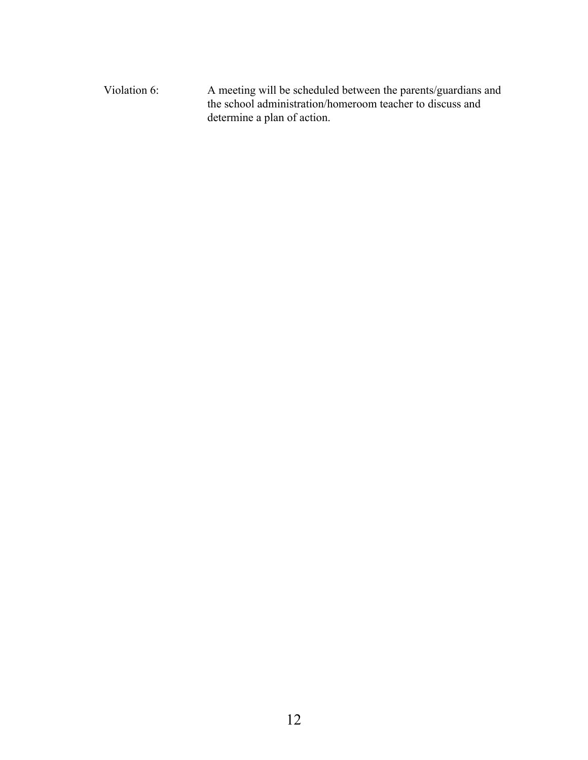Violation 6: A meeting will be scheduled between the parents/guardians and the school administration/homeroom teacher to discuss and determine a plan of action.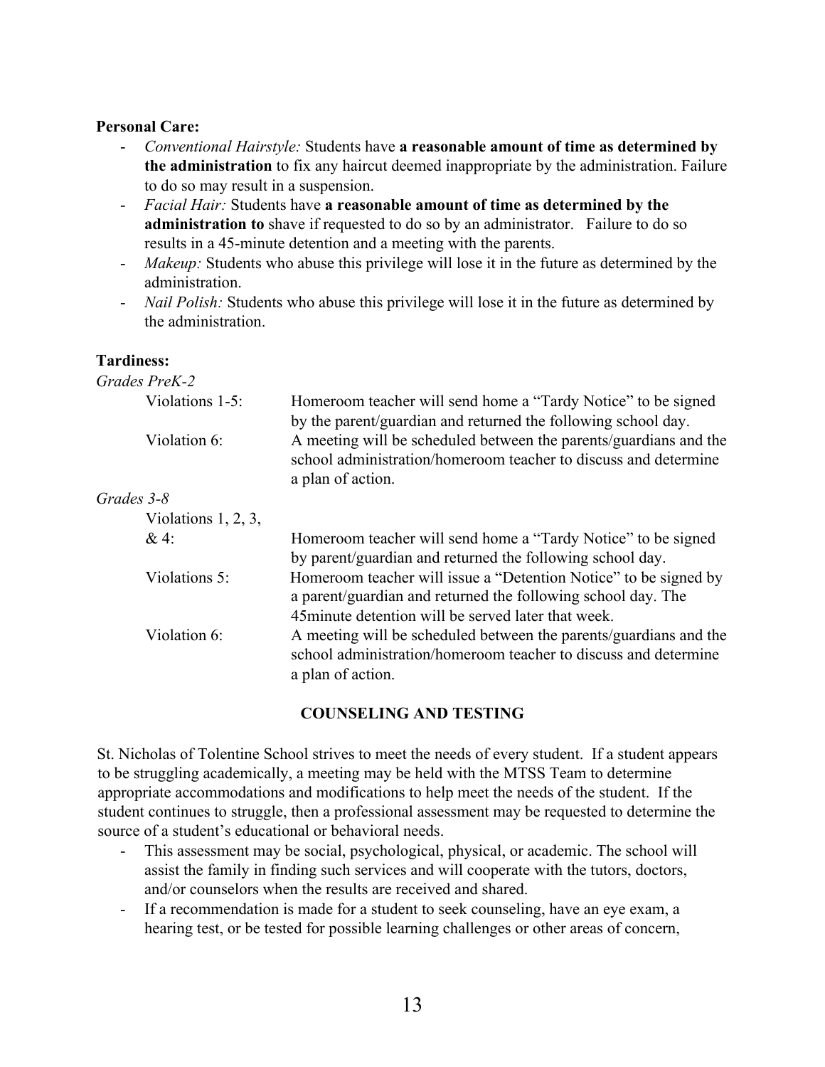**Personal Care:**

- *Conventional Hairstyle:* Students have **a reasonable amount of time as determined by the administration** to fix any haircut deemed inappropriate by the administration. Failure to do so may result in a suspension.
- *Facial Hair:* Students have **a reasonable amount of time as determined by the administration to** shave if requested to do so by an administrator. Failure to do so results in a 45-minute detention and a meeting with the parents.
- *Makeup:* Students who abuse this privilege will lose it in the future as determined by the administration.
- *Nail Polish:* Students who abuse this privilege will lose it in the future as determined by the administration.

**Tardiness:**

*Grades PreK-2*

| | |
|---|---|
| Violations 1-5: | Homeroom teacher will send home a "Tardy Notice" to be signed by the parent/guardian and returned the following school day. |
| Violation 6: | A meeting will be scheduled between the parents/guardians and the school administration/homeroom teacher to discuss and determine a plan of action. |

*Grades 3-8*

| | |
|---|---|
| Violations 1, 2, 3, & 4: | Homeroom teacher will send home a "Tardy Notice" to be signed by parent/guardian and returned the following school day. |
| Violations 5: | Homeroom teacher will issue a "Detention Notice" to be signed by a parent/guardian and returned the following school day. The 45minute detention will be served later that week. |
| Violation 6: | A meeting will be scheduled between the parents/guardians and the school administration/homeroom teacher to discuss and determine a plan of action. |

## COUNSELING AND TESTING

St. Nicholas of Tolentine School strives to meet the needs of every student. If a student appears to be struggling academically, a meeting may be held with the MTSS Team to determine appropriate accommodations and modifications to help meet the needs of the student. If the student continues to struggle, then a professional assessment may be requested to determine the source of a student's educational or behavioral needs.

- This assessment may be social, psychological, physical, or academic. The school will assist the family in finding such services and will cooperate with the tutors, doctors, and/or counselors when the results are received and shared.
- If a recommendation is made for a student to seek counseling, have an eye exam, a hearing test, or be tested for possible learning challenges or other areas of concern,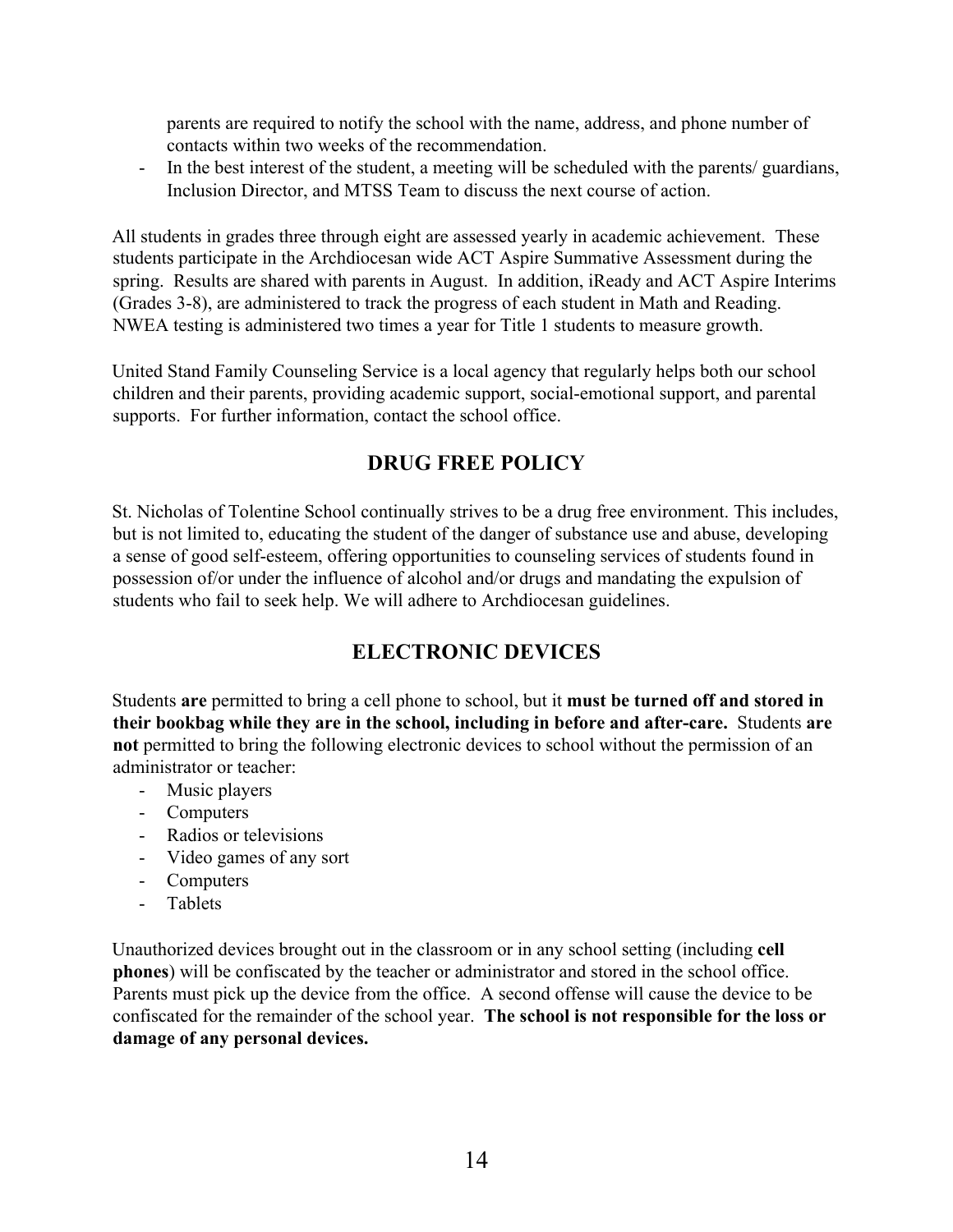parents are required to notify the school with the name, address, and phone number of contacts within two weeks of the recommendation.

- In the best interest of the student, a meeting will be scheduled with the parents/ guardians, Inclusion Director, and MTSS Team to discuss the next course of action.

All students in grades three through eight are assessed yearly in academic achievement. These students participate in the Archdiocesan wide ACT Aspire Summative Assessment during the spring. Results are shared with parents in August. In addition, iReady and ACT Aspire Interims (Grades 3-8), are administered to track the progress of each student in Math and Reading. NWEA testing is administered two times a year for Title 1 students to measure growth.

United Stand Family Counseling Service is a local agency that regularly helps both our school children and their parents, providing academic support, social-emotional support, and parental supports. For further information, contact the school office.

## DRUG FREE POLICY

St. Nicholas of Tolentine School continually strives to be a drug free environment. This includes, but is not limited to, educating the student of the danger of substance use and abuse, developing a sense of good self-esteem, offering opportunities to counseling services of students found in possession of/or under the influence of alcohol and/or drugs and mandating the expulsion of students who fail to seek help. We will adhere to Archdiocesan guidelines.

## ELECTRONIC DEVICES

Students **are** permitted to bring a cell phone to school, but it **must be turned off and stored in their bookbag while they are in the school, including in before and after-care.** Students **are not** permitted to bring the following electronic devices to school without the permission of an administrator or teacher:

- Music players
- Computers
- Radios or televisions
- Video games of any sort
- Computers
- Tablets

Unauthorized devices brought out in the classroom or in any school setting (including **cell phones**) will be confiscated by the teacher or administrator and stored in the school office. Parents must pick up the device from the office. A second offense will cause the device to be confiscated for the remainder of the school year. **The school is not responsible for the loss or damage of any personal devices.**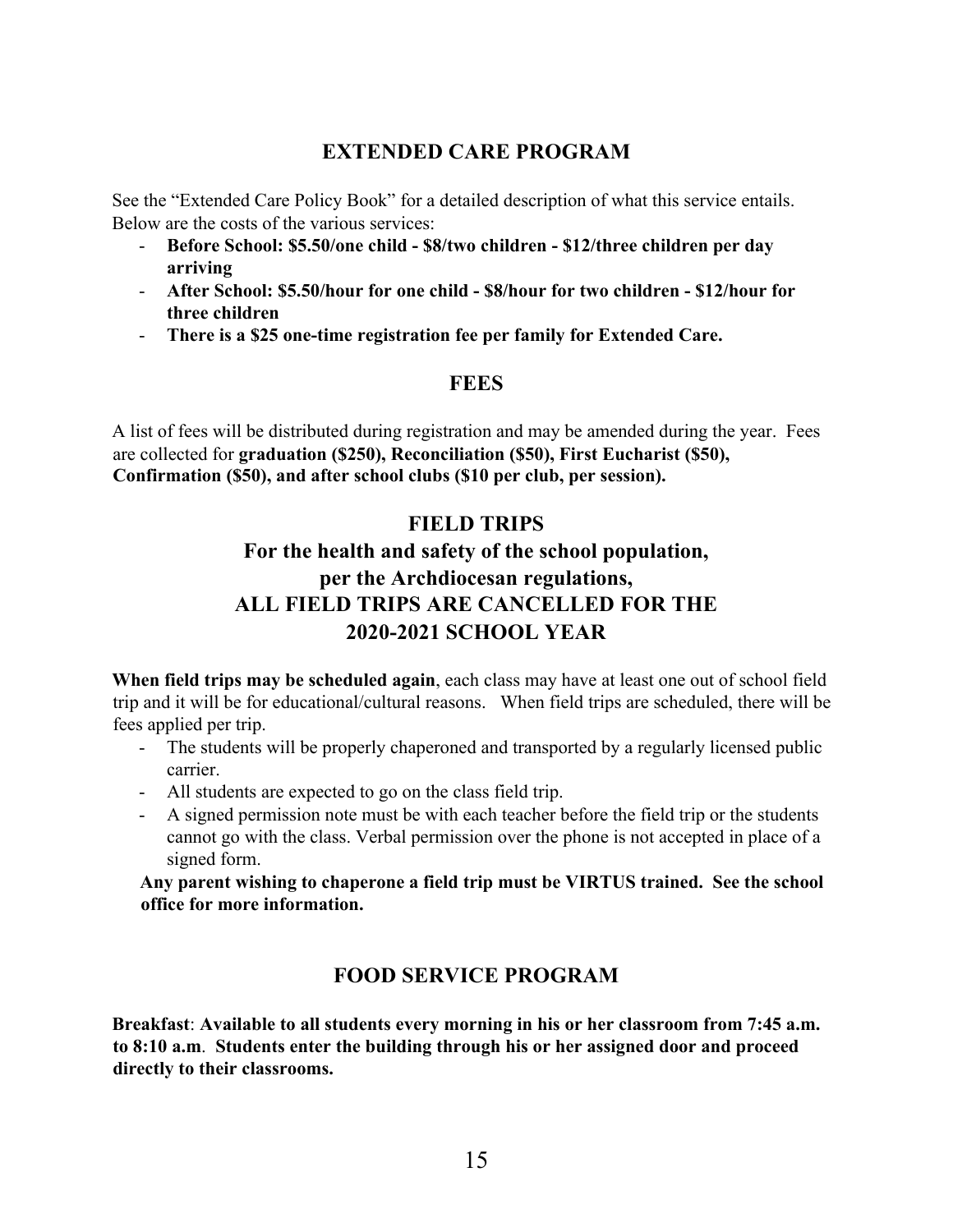## EXTENDED CARE PROGRAM

See the "Extended Care Policy Book" for a detailed description of what this service entails. Below are the costs of the various services:

- **Before School: $5.50/one child - $8/two children - $12/three children per day arriving**
- **After School: $5.50/hour for one child - $8/hour for two children - $12/hour for three children**
- **There is a $25 one-time registration fee per family for Extended Care.**

## FEES

A list of fees will be distributed during registration and may be amended during the year. Fees are collected for **graduation ($250), Reconciliation ($50), First Eucharist ($50), Confirmation ($50), and after school clubs ($10 per club, per session).**

## FIELD TRIPS

## For the health and safety of the school population, per the Archdiocesan regulations, ALL FIELD TRIPS ARE CANCELLED FOR THE 2020-2021 SCHOOL YEAR

**When field trips may be scheduled again**, each class may have at least one out of school field trip and it will be for educational/cultural reasons. When field trips are scheduled, there will be fees applied per trip.

- The students will be properly chaperoned and transported by a regularly licensed public carrier.
- All students are expected to go on the class field trip.
- A signed permission note must be with each teacher before the field trip or the students cannot go with the class. Verbal permission over the phone is not accepted in place of a signed form.

**Any parent wishing to chaperone a field trip must be VIRTUS trained. See the school office for more information.**

## FOOD SERVICE PROGRAM

**Breakfast**: **Available to all students every morning in his or her classroom from 7:45 a.m. to 8:10 a.m**. **Students enter the building through his or her assigned door and proceed directly to their classrooms.**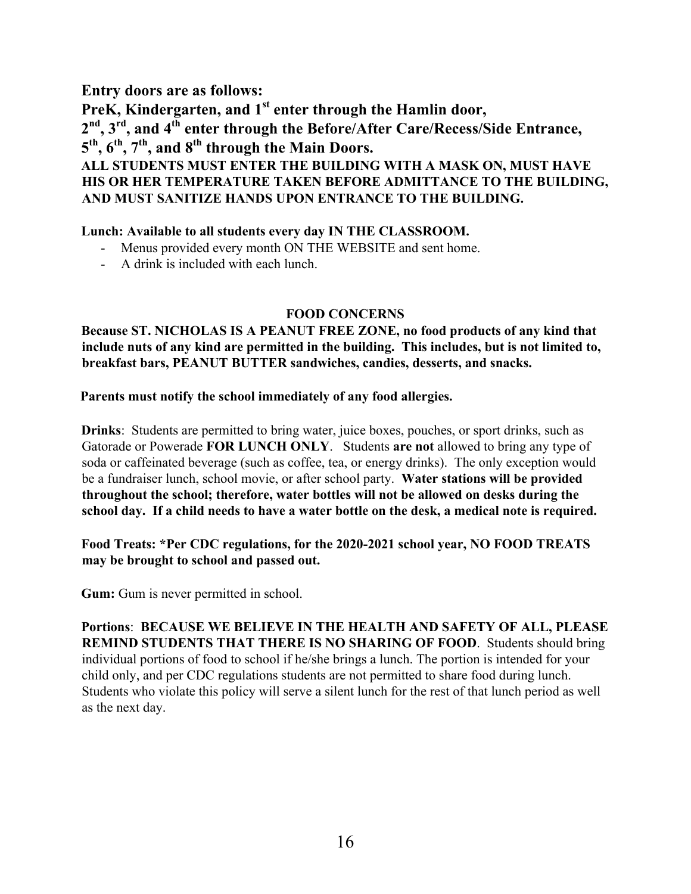**Entry doors are as follows:**

**PreK, Kindergarten, and 1st enter through the Hamlin door,**

**2nd, 3rd, and 4th enter through the Before/After Care/Recess/Side Entrance,**

**5th, 6th, 7th, and 8th through the Main Doors.**

**ALL STUDENTS MUST ENTER THE BUILDING WITH A MASK ON, MUST HAVE HIS OR HER TEMPERATURE TAKEN BEFORE ADMITTANCE TO THE BUILDING, AND MUST SANITIZE HANDS UPON ENTRANCE TO THE BUILDING.**

**Lunch: Available to all students every day IN THE CLASSROOM.**

- Menus provided every month ON THE WEBSITE and sent home.
- A drink is included with each lunch.

## FOOD CONCERNS

**Because ST. NICHOLAS IS A PEANUT FREE ZONE, no food products of any kind that include nuts of any kind are permitted in the building. This includes, but is not limited to, breakfast bars, PEANUT BUTTER sandwiches, candies, desserts, and snacks.**

**Parents must notify the school immediately of any food allergies.**

**Drinks**: Students are permitted to bring water, juice boxes, pouches, or sport drinks, such as Gatorade or Powerade **FOR LUNCH ONLY**. Students **are not** allowed to bring any type of soda or caffeinated beverage (such as coffee, tea, or energy drinks). The only exception would be a fundraiser lunch, school movie, or after school party. **Water stations will be provided throughout the school; therefore, water bottles will not be allowed on desks during the school day. If a child needs to have a water bottle on the desk, a medical note is required.**

**Food Treats: *Per CDC regulations, for the 2020-2021 school year, NO FOOD TREATS may be brought to school and passed out.**

**Gum:** Gum is never permitted in school.

**Portions**: **BECAUSE WE BELIEVE IN THE HEALTH AND SAFETY OF ALL, PLEASE REMIND STUDENTS THAT THERE IS NO SHARING OF FOOD**. Students should bring individual portions of food to school if he/she brings a lunch. The portion is intended for your child only, and per CDC regulations students are not permitted to share food during lunch. Students who violate this policy will serve a silent lunch for the rest of that lunch period as well as the next day.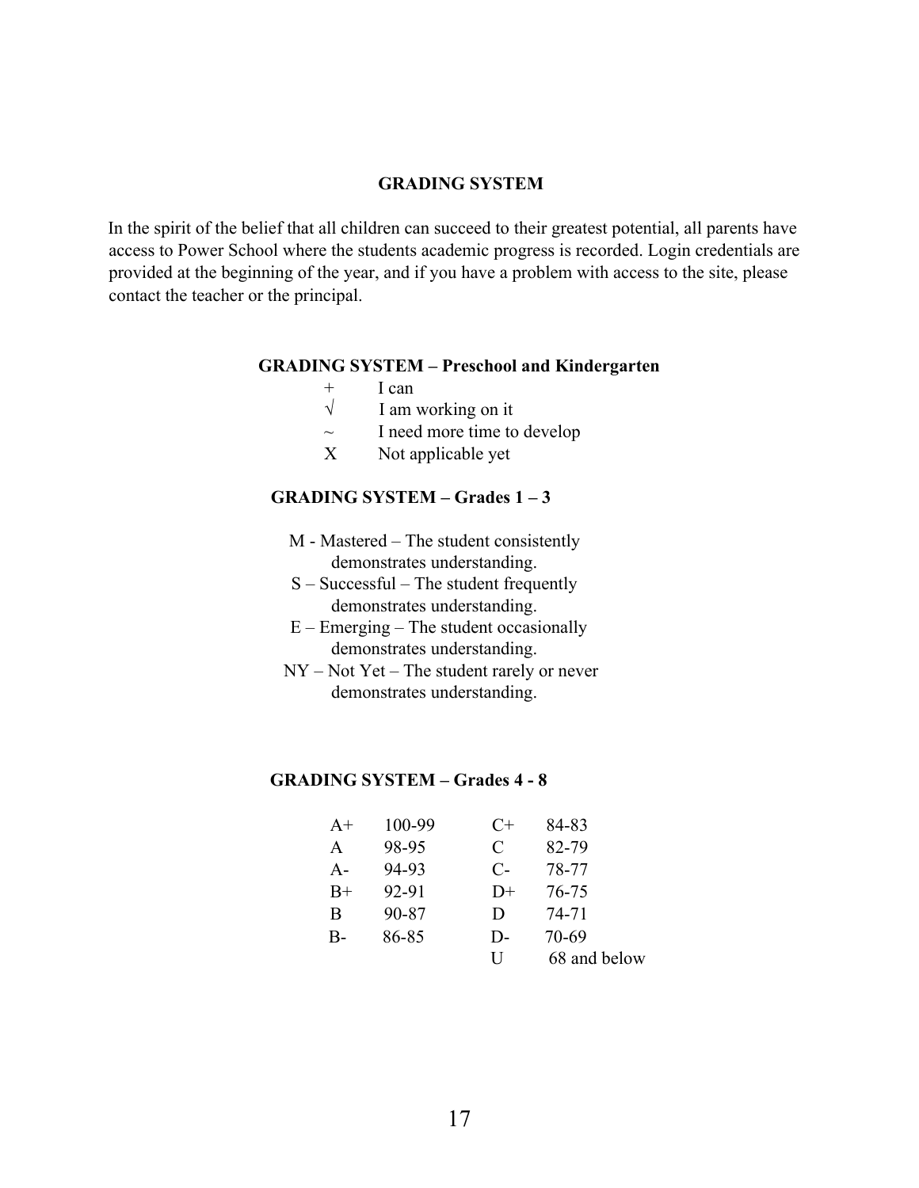## GRADING SYSTEM

In the spirit of the belief that all children can succeed to their greatest potential, all parents have access to Power School where the students academic progress is recorded. Login credentials are provided at the beginning of the year, and if you have a problem with access to the site, please contact the teacher or the principal.

### GRADING SYSTEM – Preschool and Kindergarten

| | |
|---|---|
| + | I can |
| √ | I am working on it |
| ~ | I need more time to develop |
| X | Not applicable yet |

### GRADING SYSTEM – Grades 1 – 3

- M - Mastered – The student consistently demonstrates understanding.
- S – Successful – The student frequently demonstrates understanding.
- E – Emerging – The student occasionally demonstrates understanding.
- NY – Not Yet – The student rarely or never demonstrates understanding.

### GRADING SYSTEM – Grades 4 - 8

| | | | |
|---|---|---|---|
| A+ | 100-99 | C+ | 84-83 |
| A | 98-95 | C | 82-79 |
| A- | 94-93 | C- | 78-77 |
| B+ | 92-91 | D+ | 76-75 |
| B | 90-87 | D | 74-71 |
| B- | 86-85 | D- | 70-69 |
| | | U | 68 and below |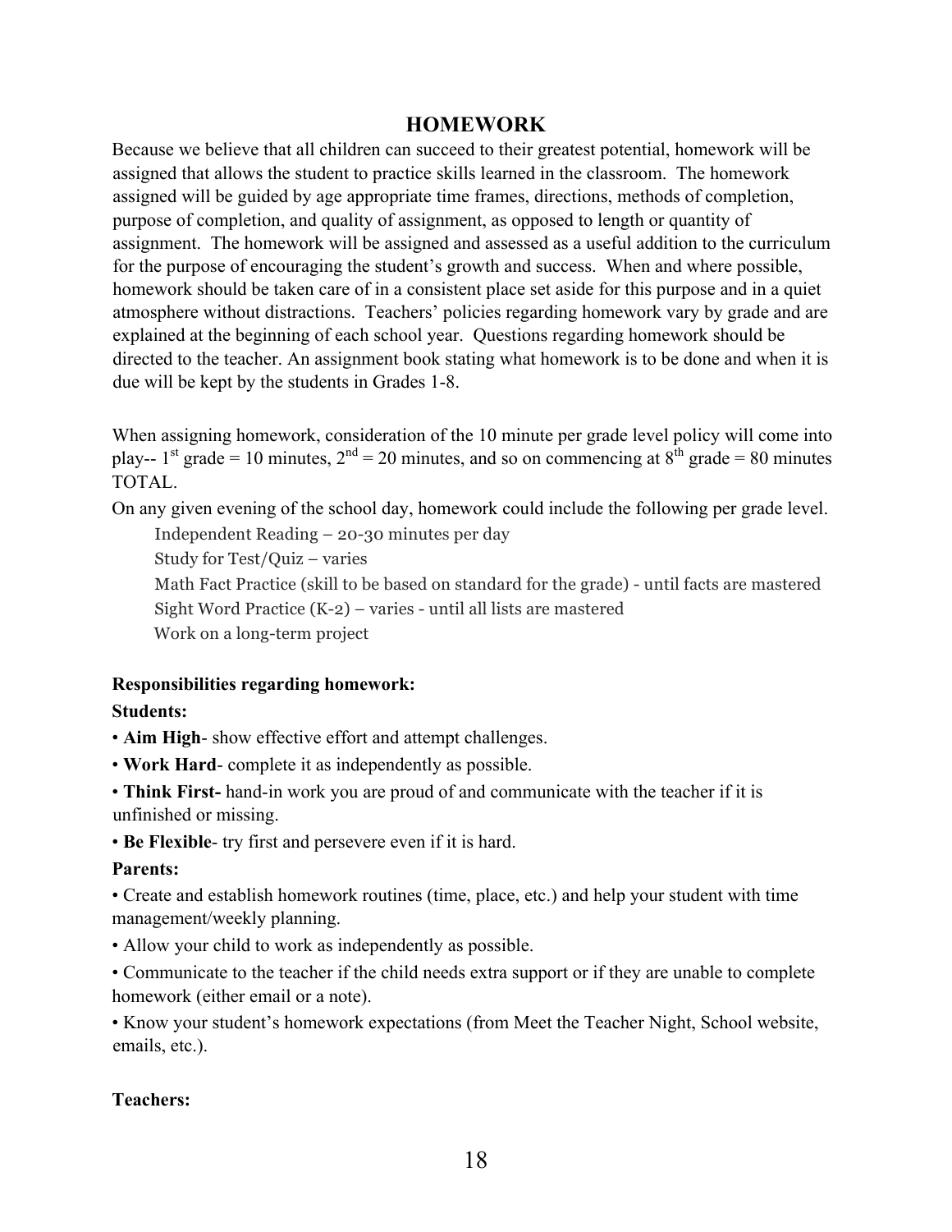## HOMEWORK

Because we believe that all children can succeed to their greatest potential, homework will be assigned that allows the student to practice skills learned in the classroom. The homework assigned will be guided by age appropriate time frames, directions, methods of completion, purpose of completion, and quality of assignment, as opposed to length or quantity of assignment. The homework will be assigned and assessed as a useful addition to the curriculum for the purpose of encouraging the student's growth and success. When and where possible, homework should be taken care of in a consistent place set aside for this purpose and in a quiet atmosphere without distractions. Teachers' policies regarding homework vary by grade and are explained at the beginning of each school year. Questions regarding homework should be directed to the teacher. An assignment book stating what homework is to be done and when it is due will be kept by the students in Grades 1-8.

When assigning homework, consideration of the 10 minute per grade level policy will come into play-- 1st grade = 10 minutes, 2nd = 20 minutes, and so on commencing at 8th grade = 80 minutes TOTAL.

On any given evening of the school day, homework could include the following per grade level.

- Independent Reading – 20-30 minutes per day
- Study for Test/Quiz – varies
- Math Fact Practice (skill to be based on standard for the grade) - until facts are mastered
- Sight Word Practice (K-2) – varies - until all lists are mastered
- Work on a long-term project

**Responsibilities regarding homework:**

**Students:**

- **Aim High**- show effective effort and attempt challenges.
- **Work Hard**- complete it as independently as possible.
- **Think First-** hand-in work you are proud of and communicate with the teacher if it is unfinished or missing.
- **Be Flexible**- try first and persevere even if it is hard.

**Parents:**

- Create and establish homework routines (time, place, etc.) and help your student with time management/weekly planning.
- Allow your child to work as independently as possible.
- Communicate to the teacher if the child needs extra support or if they are unable to complete homework (either email or a note).
- Know your student's homework expectations (from Meet the Teacher Night, School website, emails, etc.).

**Teachers:**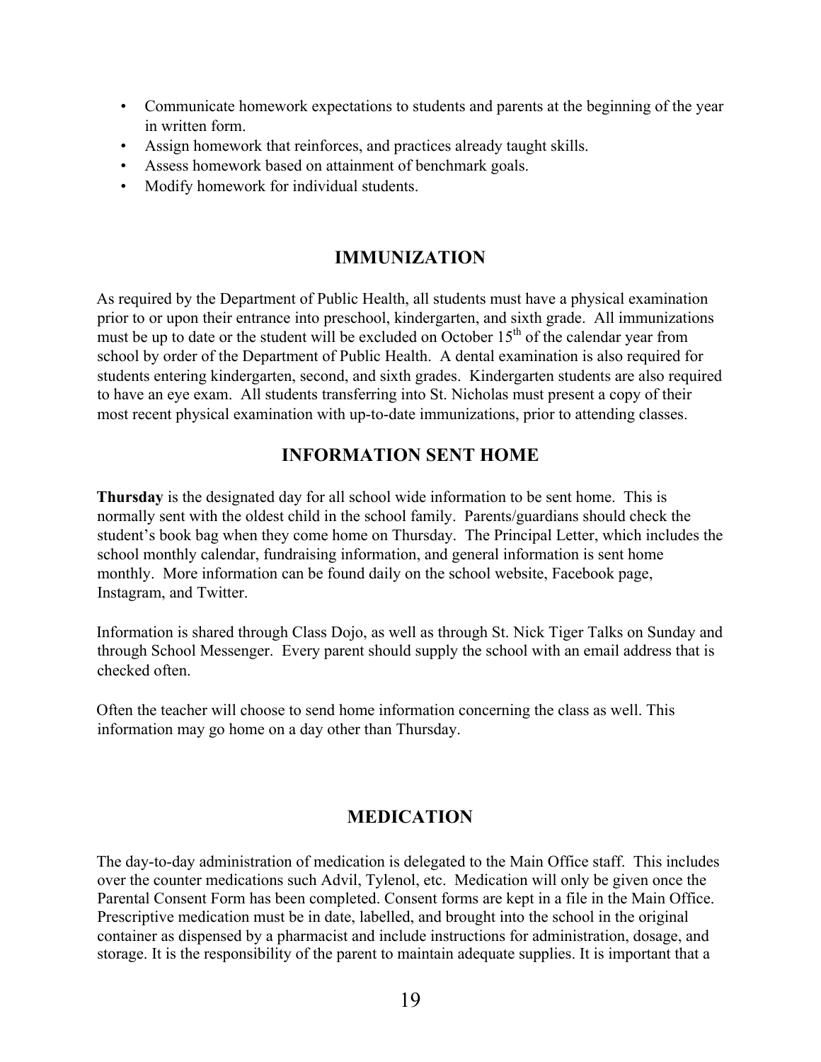- Communicate homework expectations to students and parents at the beginning of the year in written form.
- Assign homework that reinforces, and practices already taught skills.
- Assess homework based on attainment of benchmark goals.
- Modify homework for individual students.

## IMMUNIZATION

As required by the Department of Public Health, all students must have a physical examination prior to or upon their entrance into preschool, kindergarten, and sixth grade. All immunizations must be up to date or the student will be excluded on October 15th of the calendar year from school by order of the Department of Public Health. A dental examination is also required for students entering kindergarten, second, and sixth grades. Kindergarten students are also required to have an eye exam. All students transferring into St. Nicholas must present a copy of their most recent physical examination with up-to-date immunizations, prior to attending classes.

## INFORMATION SENT HOME

**Thursday** is the designated day for all school wide information to be sent home. This is normally sent with the oldest child in the school family. Parents/guardians should check the student's book bag when they come home on Thursday. The Principal Letter, which includes the school monthly calendar, fundraising information, and general information is sent home monthly. More information can be found daily on the school website, Facebook page, Instagram, and Twitter.

Information is shared through Class Dojo, as well as through St. Nick Tiger Talks on Sunday and through School Messenger. Every parent should supply the school with an email address that is checked often.

Often the teacher will choose to send home information concerning the class as well. This information may go home on a day other than Thursday.

## MEDICATION

The day-to-day administration of medication is delegated to the Main Office staff. This includes over the counter medications such Advil, Tylenol, etc. Medication will only be given once the Parental Consent Form has been completed. Consent forms are kept in a file in the Main Office. Prescriptive medication must be in date, labelled, and brought into the school in the original container as dispensed by a pharmacist and include instructions for administration, dosage, and storage. It is the responsibility of the parent to maintain adequate supplies. It is important that a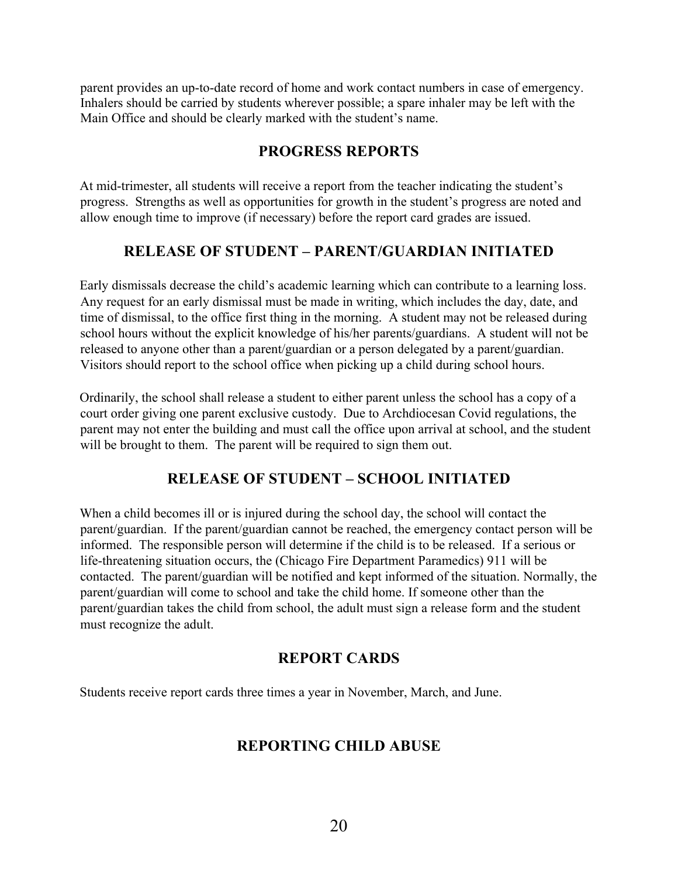parent provides an up-to-date record of home and work contact numbers in case of emergency. Inhalers should be carried by students wherever possible; a spare inhaler may be left with the Main Office and should be clearly marked with the student's name.

## PROGRESS REPORTS

At mid-trimester, all students will receive a report from the teacher indicating the student's progress. Strengths as well as opportunities for growth in the student's progress are noted and allow enough time to improve (if necessary) before the report card grades are issued.

## RELEASE OF STUDENT – PARENT/GUARDIAN INITIATED

Early dismissals decrease the child's academic learning which can contribute to a learning loss. Any request for an early dismissal must be made in writing, which includes the day, date, and time of dismissal, to the office first thing in the morning. A student may not be released during school hours without the explicit knowledge of his/her parents/guardians. A student will not be released to anyone other than a parent/guardian or a person delegated by a parent/guardian. Visitors should report to the school office when picking up a child during school hours.

Ordinarily, the school shall release a student to either parent unless the school has a copy of a court order giving one parent exclusive custody. Due to Archdiocesan Covid regulations, the parent may not enter the building and must call the office upon arrival at school, and the student will be brought to them. The parent will be required to sign them out.

## RELEASE OF STUDENT – SCHOOL INITIATED

When a child becomes ill or is injured during the school day, the school will contact the parent/guardian. If the parent/guardian cannot be reached, the emergency contact person will be informed. The responsible person will determine if the child is to be released. If a serious or life-threatening situation occurs, the (Chicago Fire Department Paramedics) 911 will be contacted. The parent/guardian will be notified and kept informed of the situation. Normally, the parent/guardian will come to school and take the child home. If someone other than the parent/guardian takes the child from school, the adult must sign a release form and the student must recognize the adult.

## REPORT CARDS

Students receive report cards three times a year in November, March, and June.

## REPORTING CHILD ABUSE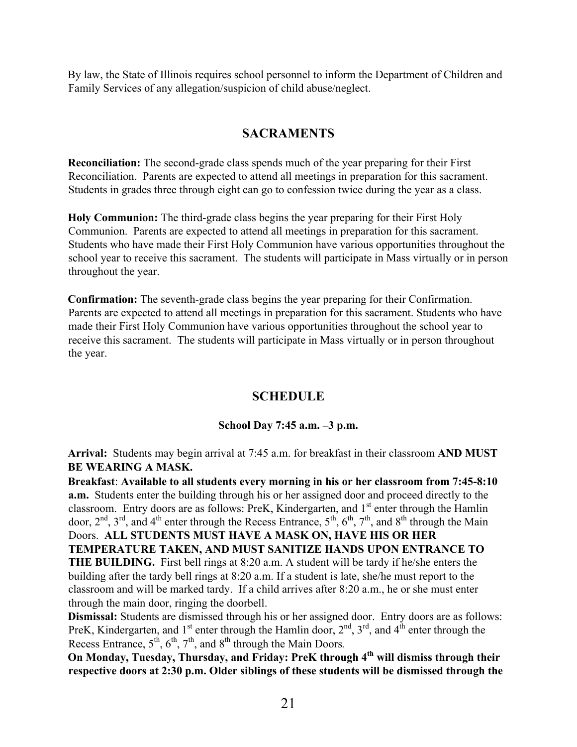By law, the State of Illinois requires school personnel to inform the Department of Children and Family Services of any allegation/suspicion of child abuse/neglect.

## SACRAMENTS

**Reconciliation:** The second-grade class spends much of the year preparing for their First Reconciliation. Parents are expected to attend all meetings in preparation for this sacrament. Students in grades three through eight can go to confession twice during the year as a class.

**Holy Communion:** The third-grade class begins the year preparing for their First Holy Communion. Parents are expected to attend all meetings in preparation for this sacrament. Students who have made their First Holy Communion have various opportunities throughout the school year to receive this sacrament. The students will participate in Mass virtually or in person throughout the year.

**Confirmation:** The seventh-grade class begins the year preparing for their Confirmation. Parents are expected to attend all meetings in preparation for this sacrament. Students who have made their First Holy Communion have various opportunities throughout the school year to receive this sacrament. The students will participate in Mass virtually or in person throughout the year.

## SCHEDULE

**School Day 7:45 a.m. –3 p.m.**

**Arrival:** Students may begin arrival at 7:45 a.m. for breakfast in their classroom **AND MUST BE WEARING A MASK.**

**Breakfast**: **Available to all students every morning in his or her classroom from 7:45-8:10 a.m.** Students enter the building through his or her assigned door and proceed directly to the classroom. Entry doors are as follows: PreK, Kindergarten, and 1st enter through the Hamlin door, 2nd, 3rd, and 4th enter through the Recess Entrance, 5th, 6th, 7th, and 8th through the Main Doors. **ALL STUDENTS MUST HAVE A MASK ON, HAVE HIS OR HER TEMPERATURE TAKEN, AND MUST SANITIZE HANDS UPON ENTRANCE TO THE BUILDING.** First bell rings at 8:20 a.m. A student will be tardy if he/she enters the building after the tardy bell rings at 8:20 a.m. If a student is late, she/he must report to the classroom and will be marked tardy. If a child arrives after 8:20 a.m., he or she must enter through the main door, ringing the doorbell.

**Dismissal:** Students are dismissed through his or her assigned door. Entry doors are as follows: PreK, Kindergarten, and 1st enter through the Hamlin door, 2nd, 3rd, and 4th enter through the Recess Entrance, 5th, 6th, 7th, and 8th through the Main Doors.

**On Monday, Tuesday, Thursday, and Friday: PreK through 4th will dismiss through their respective doors at 2:30 p.m. Older siblings of these students will be dismissed through the**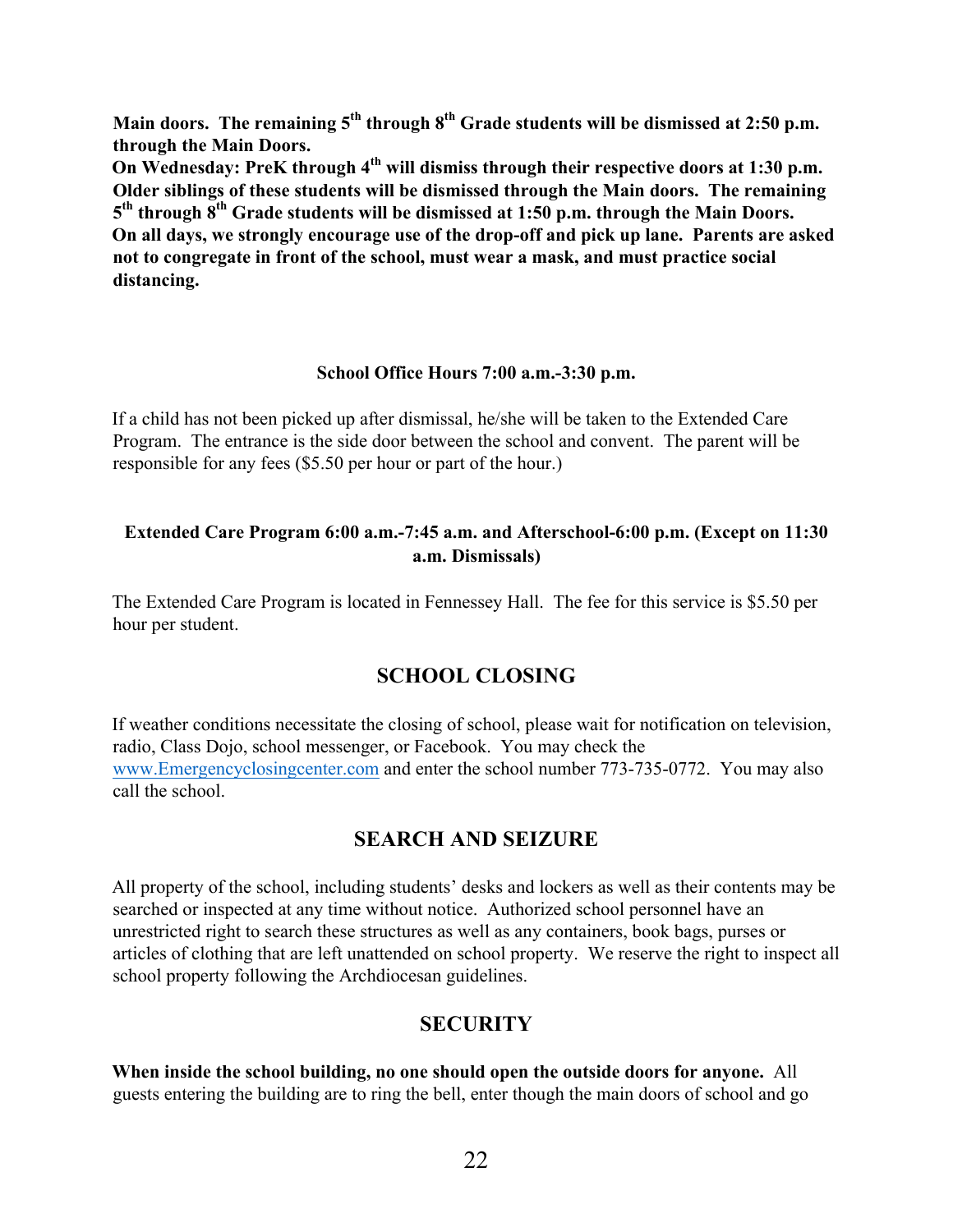**Main doors. The remaining 5th through 8th Grade students will be dismissed at 2:50 p.m. through the Main Doors.**

**On Wednesday: PreK through 4th will dismiss through their respective doors at 1:30 p.m. Older siblings of these students will be dismissed through the Main doors. The remaining 5th through 8th Grade students will be dismissed at 1:50 p.m. through the Main Doors.**

**On all days, we strongly encourage use of the drop-off and pick up lane. Parents are asked not to congregate in front of the school, must wear a mask, and must practice social distancing.**

**School Office Hours 7:00 a.m.-3:30 p.m.**

If a child has not been picked up after dismissal, he/she will be taken to the Extended Care Program. The entrance is the side door between the school and convent. The parent will be responsible for any fees ($5.50 per hour or part of the hour.)

**Extended Care Program 6:00 a.m.-7:45 a.m. and Afterschool-6:00 p.m. (Except on 11:30 a.m. Dismissals)**

The Extended Care Program is located in Fennessey Hall. The fee for this service is $5.50 per hour per student.

## SCHOOL CLOSING

If weather conditions necessitate the closing of school, please wait for notification on television, radio, Class Dojo, school messenger, or Facebook. You may check the www.Emergencyclosingcenter.com and enter the school number 773-735-0772. You may also call the school.

## SEARCH AND SEIZURE

All property of the school, including students' desks and lockers as well as their contents may be searched or inspected at any time without notice. Authorized school personnel have an unrestricted right to search these structures as well as any containers, book bags, purses or articles of clothing that are left unattended on school property. We reserve the right to inspect all school property following the Archdiocesan guidelines.

## SECURITY

**When inside the school building, no one should open the outside doors for anyone.** All guests entering the building are to ring the bell, enter though the main doors of school and go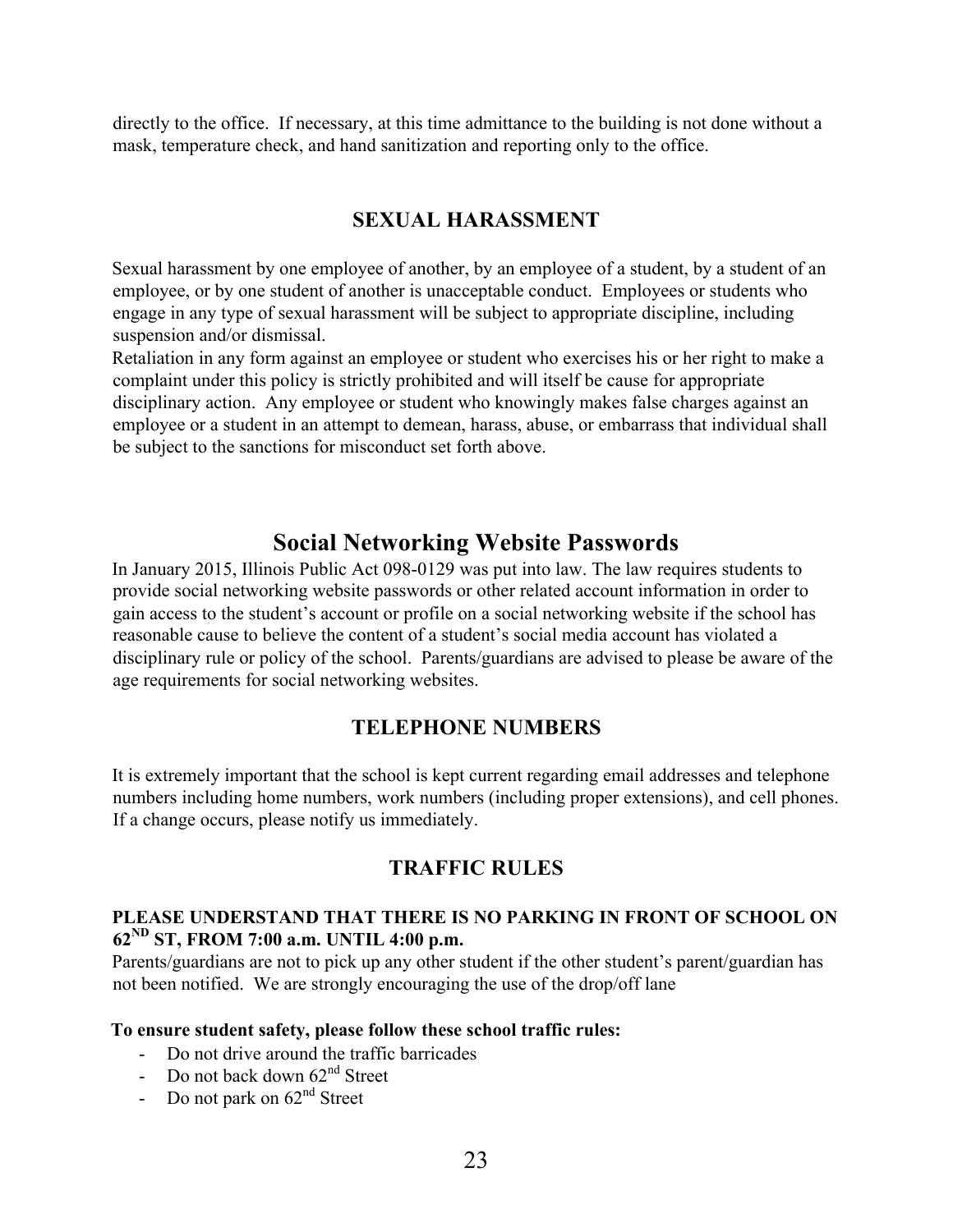directly to the office. If necessary, at this time admittance to the building is not done without a mask, temperature check, and hand sanitization and reporting only to the office.

## SEXUAL HARASSMENT

Sexual harassment by one employee of another, by an employee of a student, by a student of an employee, or by one student of another is unacceptable conduct. Employees or students who engage in any type of sexual harassment will be subject to appropriate discipline, including suspension and/or dismissal.
Retaliation in any form against an employee or student who exercises his or her right to make a complaint under this policy is strictly prohibited and will itself be cause for appropriate disciplinary action. Any employee or student who knowingly makes false charges against an employee or a student in an attempt to demean, harass, abuse, or embarrass that individual shall be subject to the sanctions for misconduct set forth above.

## Social Networking Website Passwords

In January 2015, Illinois Public Act 098-0129 was put into law. The law requires students to provide social networking website passwords or other related account information in order to gain access to the student's account or profile on a social networking website if the school has reasonable cause to believe the content of a student's social media account has violated a disciplinary rule or policy of the school. Parents/guardians are advised to please be aware of the age requirements for social networking websites.

## TELEPHONE NUMBERS

It is extremely important that the school is kept current regarding email addresses and telephone numbers including home numbers, work numbers (including proper extensions), and cell phones. If a change occurs, please notify us immediately.

## TRAFFIC RULES

**PLEASE UNDERSTAND THAT THERE IS NO PARKING IN FRONT OF SCHOOL ON 62ND ST, FROM 7:00 a.m. UNTIL 4:00 p.m.**

Parents/guardians are not to pick up any other student if the other student's parent/guardian has not been notified. We are strongly encouraging the use of the drop/off lane

**To ensure student safety, please follow these school traffic rules:**

- Do not drive around the traffic barricades
- Do not back down 62nd Street
- Do not park on 62nd Street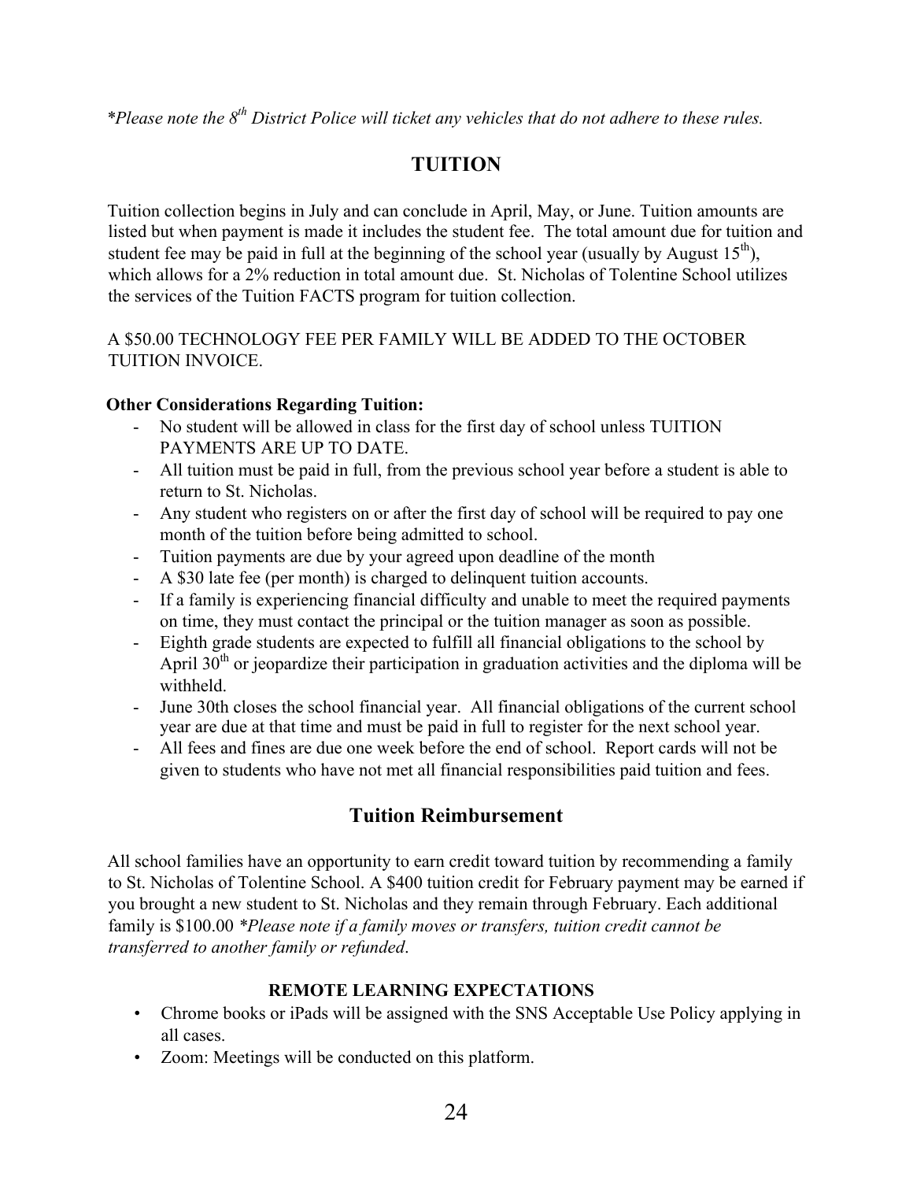*Please note the 8th District Police will ticket any vehicles that do not adhere to these rules.*

## TUITION

Tuition collection begins in July and can conclude in April, May, or June. Tuition amounts are listed but when payment is made it includes the student fee. The total amount due for tuition and student fee may be paid in full at the beginning of the school year (usually by August 15th), which allows for a 2% reduction in total amount due. St. Nicholas of Tolentine School utilizes the services of the Tuition FACTS program for tuition collection.

A $50.00 TECHNOLOGY FEE PER FAMILY WILL BE ADDED TO THE OCTOBER TUITION INVOICE.

**Other Considerations Regarding Tuition:**

- No student will be allowed in class for the first day of school unless TUITION PAYMENTS ARE UP TO DATE.
- All tuition must be paid in full, from the previous school year before a student is able to return to St. Nicholas.
- Any student who registers on or after the first day of school will be required to pay one month of the tuition before being admitted to school.
- Tuition payments are due by your agreed upon deadline of the month
- A $30 late fee (per month) is charged to delinquent tuition accounts.
- If a family is experiencing financial difficulty and unable to meet the required payments on time, they must contact the principal or the tuition manager as soon as possible.
- Eighth grade students are expected to fulfill all financial obligations to the school by April 30th or jeopardize their participation in graduation activities and the diploma will be withheld.
- June 30th closes the school financial year. All financial obligations of the current school year are due at that time and must be paid in full to register for the next school year.
- All fees and fines are due one week before the end of school. Report cards will not be given to students who have not met all financial responsibilities paid tuition and fees.

## Tuition Reimbursement

All school families have an opportunity to earn credit toward tuition by recommending a family to St. Nicholas of Tolentine School. A $400 tuition credit for February payment may be earned if you brought a new student to St. Nicholas and they remain through February. Each additional family is $100.00 *\*Please note if a family moves or transfers, tuition credit cannot be transferred to another family or refunded*.

### REMOTE LEARNING EXPECTATIONS

- Chrome books or iPads will be assigned with the SNS Acceptable Use Policy applying in all cases.
- Zoom: Meetings will be conducted on this platform.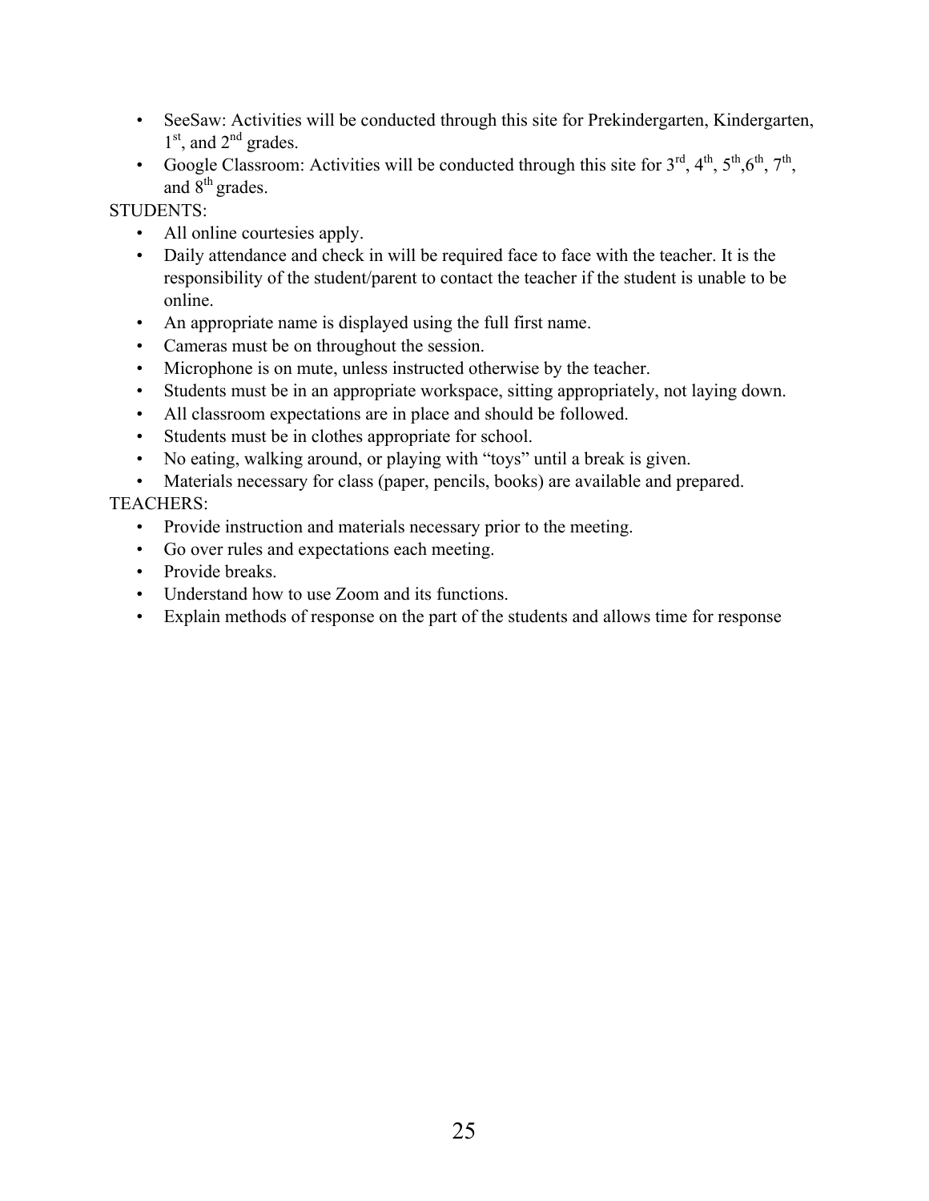- SeeSaw: Activities will be conducted through this site for Prekindergarten, Kindergarten, 1st, and 2nd grades.
- Google Classroom: Activities will be conducted through this site for 3rd, 4th, 5th, 6th, 7th, and 8th grades.

STUDENTS:

- All online courtesies apply.
- Daily attendance and check in will be required face to face with the teacher. It is the responsibility of the student/parent to contact the teacher if the student is unable to be online.
- An appropriate name is displayed using the full first name.
- Cameras must be on throughout the session.
- Microphone is on mute, unless instructed otherwise by the teacher.
- Students must be in an appropriate workspace, sitting appropriately, not laying down.
- All classroom expectations are in place and should be followed.
- Students must be in clothes appropriate for school.
- No eating, walking around, or playing with "toys" until a break is given.
- Materials necessary for class (paper, pencils, books) are available and prepared.

TEACHERS:

- Provide instruction and materials necessary prior to the meeting.
- Go over rules and expectations each meeting.
- Provide breaks.
- Understand how to use Zoom and its functions.
- Explain methods of response on the part of the students and allows time for response